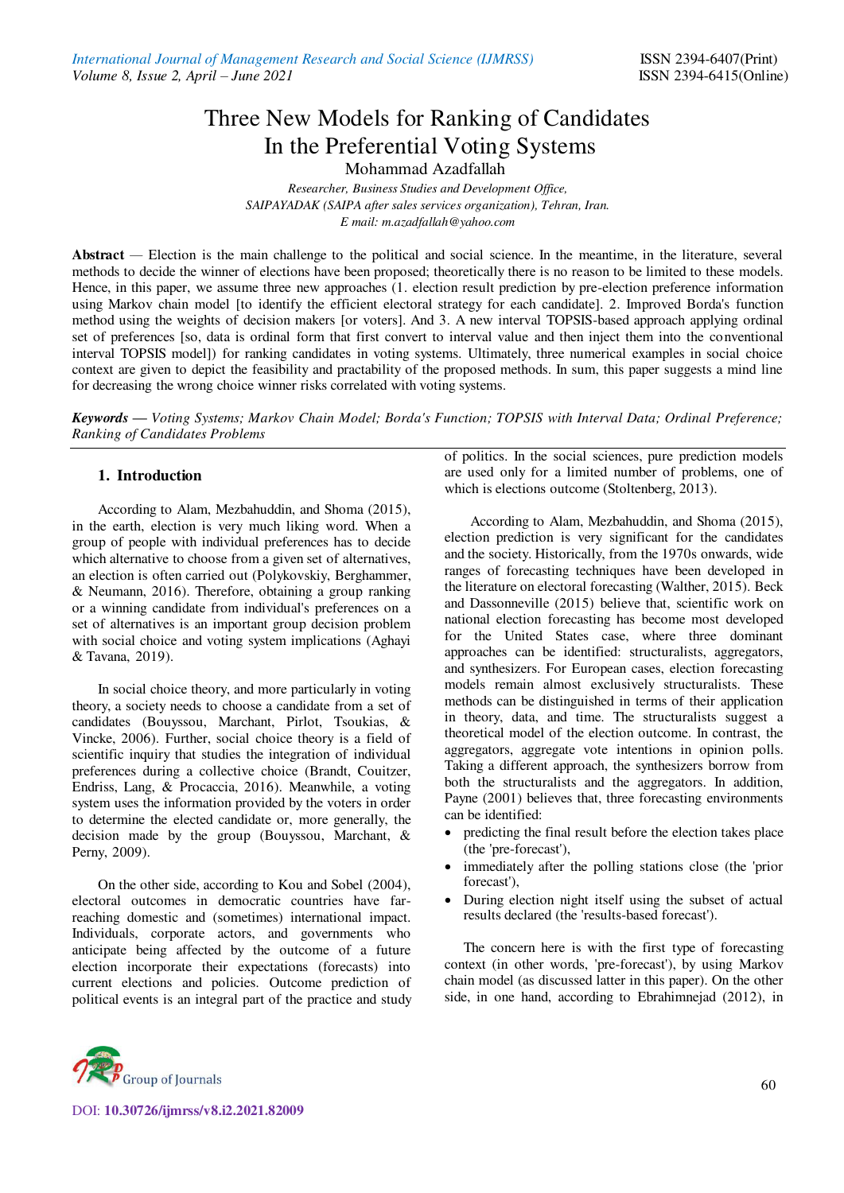# Three New Models for Ranking of Candidates In the Preferential Voting Systems

Mohammad Azadfallah

*Researcher, Business Studies and Development Office,*
*SAIPAYADAK (SAIPA after sales services organization), Tehran, Iran.*
*E mail: m.azadfallah@yahoo.com*

**Abstract** — Election is the main challenge to the political and social science. In the meantime, in the literature, several methods to decide the winner of elections have been proposed; theoretically there is no reason to be limited to these models. Hence, in this paper, we assume three new approaches (1. election result prediction by pre-election preference information using Markov chain model [to identify the efficient electoral strategy for each candidate]. 2. Improved Borda's function method using the weights of decision makers [or voters]. And 3. A new interval TOPSIS-based approach applying ordinal set of preferences [so, data is ordinal form that first convert to interval value and then inject them into the conventional interval TOPSIS model]) for ranking candidates in voting systems. Ultimately, three numerical examples in social choice context are given to depict the feasibility and practability of the proposed methods. In sum, this paper suggests a mind line for decreasing the wrong choice winner risks correlated with voting systems.

***Keywords*** — *Voting Systems; Markov Chain Model; Borda's Function; TOPSIS with Interval Data; Ordinal Preference; Ranking of Candidates Problems*

## 1. Introduction

According to Alam, Mezbahuddin, and Shoma (2015), in the earth, election is very much liking word. When a group of people with individual preferences has to decide which alternative to choose from a given set of alternatives, an election is often carried out (Polykovskiy, Berghammer, & Neumann, 2016). Therefore, obtaining a group ranking or a winning candidate from individual's preferences on a set of alternatives is an important group decision problem with social choice and voting system implications (Aghayi & Tavana, 2019).

In social choice theory, and more particularly in voting theory, a society needs to choose a candidate from a set of candidates (Bouyssou, Marchant, Pirlot, Tsoukias, & Vincke, 2006). Further, social choice theory is a field of scientific inquiry that studies the integration of individual preferences during a collective choice (Brandt, Couitzer, Endriss, Lang, & Procaccia, 2016). Meanwhile, a voting system uses the information provided by the voters in order to determine the elected candidate or, more generally, the decision made by the group (Bouyssou, Marchant, & Perny, 2009).

On the other side, according to Kou and Sobel (2004), electoral outcomes in democratic countries have far-reaching domestic and (sometimes) international impact. Individuals, corporate actors, and governments who anticipate being affected by the outcome of a future election incorporate their expectations (forecasts) into current elections and policies. Outcome prediction of political events is an integral part of the practice and study of politics. In the social sciences, pure prediction models are used only for a limited number of problems, one of which is elections outcome (Stoltenberg, 2013).

According to Alam, Mezbahuddin, and Shoma (2015), election prediction is very significant for the candidates and the society. Historically, from the 1970s onwards, wide ranges of forecasting techniques have been developed in the literature on electoral forecasting (Walther, 2015). Beck and Dassonneville (2015) believe that, scientific work on national election forecasting has become most developed for the United States case, where three dominant approaches can be identified: structuralists, aggregators, and synthesizers. For European cases, election forecasting models remain almost exclusively structuralists. These methods can be distinguished in terms of their application in theory, data, and time. The structuralists suggest a theoretical model of the election outcome. In contrast, the aggregators, aggregate vote intentions in opinion polls. Taking a different approach, the synthesizers borrow from both the structuralists and the aggregators. In addition, Payne (2001) believes that, three forecasting environments can be identified:

- predicting the final result before the election takes place (the 'pre-forecast'),
- immediately after the polling stations close (the 'prior forecast'),
- During election night itself using the subset of actual results declared (the 'results-based forecast').

The concern here is with the first type of forecasting context (in other words, 'pre-forecast'), by using Markov chain model (as discussed latter in this paper). On the other side, in one hand, according to Ebrahimnejad (2012), in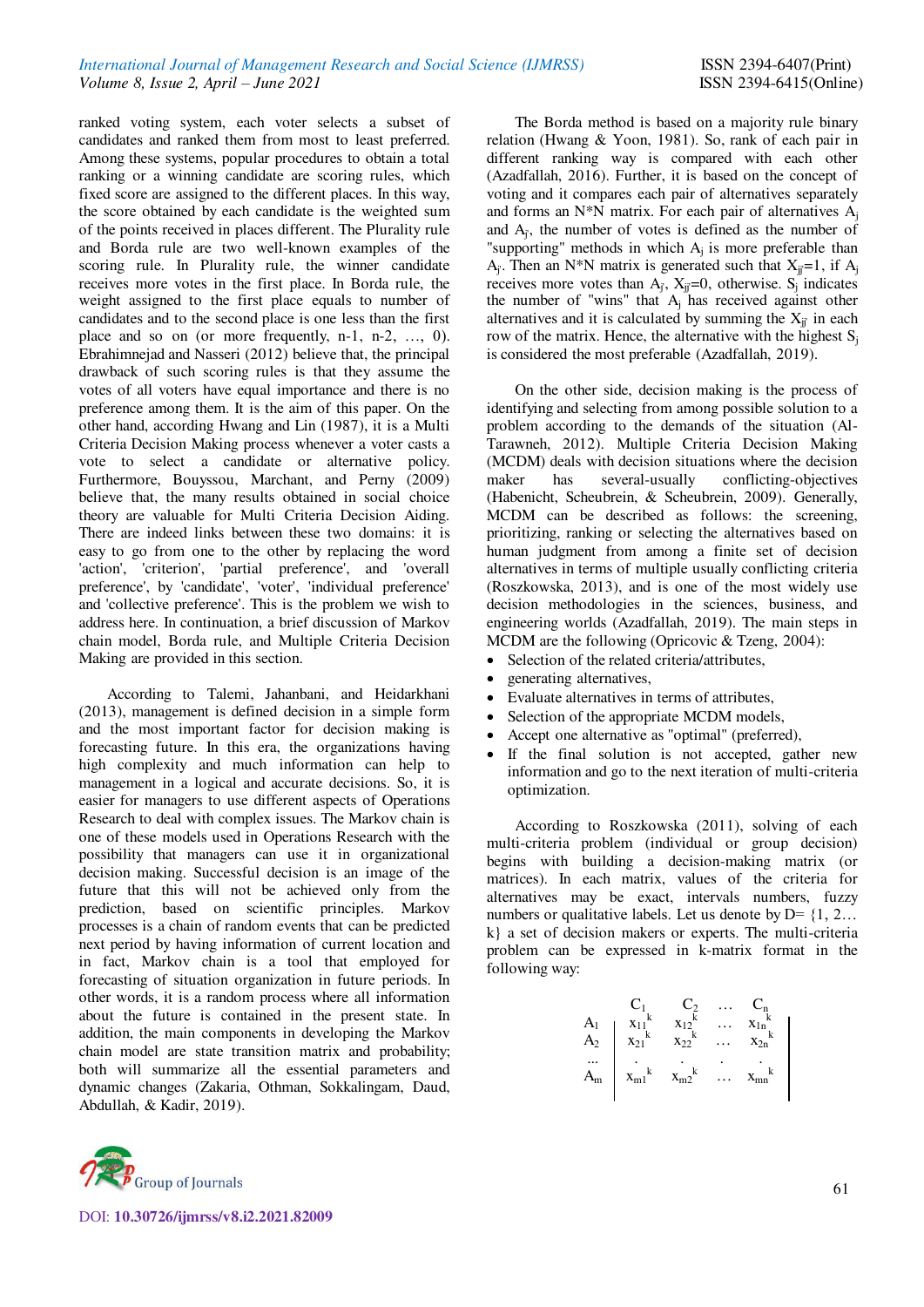ranked voting system, each voter selects a subset of candidates and ranked them from most to least preferred. Among these systems, popular procedures to obtain a total ranking or a winning candidate are scoring rules, which fixed score are assigned to the different places. In this way, the score obtained by each candidate is the weighted sum of the points received in places different. The Plurality rule and Borda rule are two well-known examples of the scoring rule. In Plurality rule, the winner candidate receives more votes in the first place. In Borda rule, the weight assigned to the first place equals to number of candidates and to the second place is one less than the first place and so on (or more frequently, n-1, n-2, …, 0). Ebrahimnejad and Nasseri (2012) believe that, the principal drawback of such scoring rules is that they assume the votes of all voters have equal importance and there is no preference among them. It is the aim of this paper. On the other hand, according Hwang and Lin (1987), it is a Multi Criteria Decision Making process whenever a voter casts a vote to select a candidate or alternative policy. Furthermore, Bouyssou, Marchant, and Perny (2009) believe that, the many results obtained in social choice theory are valuable for Multi Criteria Decision Aiding. There are indeed links between these two domains: it is easy to go from one to the other by replacing the word 'action', 'criterion', 'partial preference', and 'overall preference', by 'candidate', 'voter', 'individual preference' and 'collective preference'. This is the problem we wish to address here. In continuation, a brief discussion of Markov chain model, Borda rule, and Multiple Criteria Decision Making are provided in this section.

According to Talemi, Jahanbani, and Heidarkhani (2013), management is defined decision in a simple form and the most important factor for decision making is forecasting future. In this era, the organizations having high complexity and much information can help to management in a logical and accurate decisions. So, it is easier for managers to use different aspects of Operations Research to deal with complex issues. The Markov chain is one of these models used in Operations Research with the possibility that managers can use it in organizational decision making. Successful decision is an image of the future that this will not be achieved only from the prediction, based on scientific principles. Markov processes is a chain of random events that can be predicted next period by having information of current location and in fact, Markov chain is a tool that employed for forecasting of situation organization in future periods. In other words, it is a random process where all information about the future is contained in the present state. In addition, the main components in developing the Markov chain model are state transition matrix and probability; both will summarize all the essential parameters and dynamic changes (Zakaria, Othman, Sokkalingam, Daud, Abdullah, & Kadir, 2019).

The Borda method is based on a majority rule binary relation (Hwang & Yoon, 1981). So, rank of each pair in different ranking way is compared with each other (Azadfallah, 2016). Further, it is based on the concept of voting and it compares each pair of alternatives separately and forms an N*N matrix. For each pair of alternatives $A_j$ and $A_{j'}$, the number of votes is defined as the number of "supporting" methods in which $A_j$ is more preferable than $A_{j'}$. Then an N*N matrix is generated such that $X_{jj'}=1$, if $A_j$ receives more votes than $A_{j'}$, $X_{jj'}=0$, otherwise. $S_j$ indicates the number of "wins" that $A_j$ has received against other alternatives and it is calculated by summing the $X_{jj'}$ in each row of the matrix. Hence, the alternative with the highest $S_j$ is considered the most preferable (Azadfallah, 2019).

On the other side, decision making is the process of identifying and selecting from among possible solution to a problem according to the demands of the situation (Al-Tarawneh, 2012). Multiple Criteria Decision Making (MCDM) deals with decision situations where the decision maker has several-usually conflicting-objectives (Habenicht, Scheubrein, & Scheubrein, 2009). Generally, MCDM can be described as follows: the screening, prioritizing, ranking or selecting the alternatives based on human judgment from among a finite set of decision alternatives in terms of multiple usually conflicting criteria (Roszkowska, 2013), and is one of the most widely use decision methodologies in the sciences, business, and engineering worlds (Azadfallah, 2019). The main steps in MCDM are the following (Opricovic & Tzeng, 2004):

- Selection of the related criteria/attributes,
- generating alternatives,
- Evaluate alternatives in terms of attributes,
- Selection of the appropriate MCDM models,
- Accept one alternative as "optimal" (preferred),
- If the final solution is not accepted, gather new information and go to the next iteration of multi-criteria optimization.

According to Roszkowska (2011), solving of each multi-criteria problem (individual or group decision) begins with building a decision-making matrix (or matrices). In each matrix, values of the criteria for alternatives may be exact, intervals numbers, fuzzy numbers or qualitative labels. Let us denote by D= {1, 2… k} a set of decision makers or experts. The multi-criteria problem can be expressed in k-matrix format in the following way:

$$
\begin{array}{c|cccc|}
 & C_1 & C_2 & \dots & C_n \\
A_1 & x_{11}^k & x_{12}^k & \dots & x_{1n}^k \\
A_2 & x_{21}^k & x_{22}^k & \dots & x_{2n}^k \\
\dots & . & . & . & . \\
A_m & x_{m1}^k & x_{m2}^k & \dots & x_{mn}^k
\end{array}
$$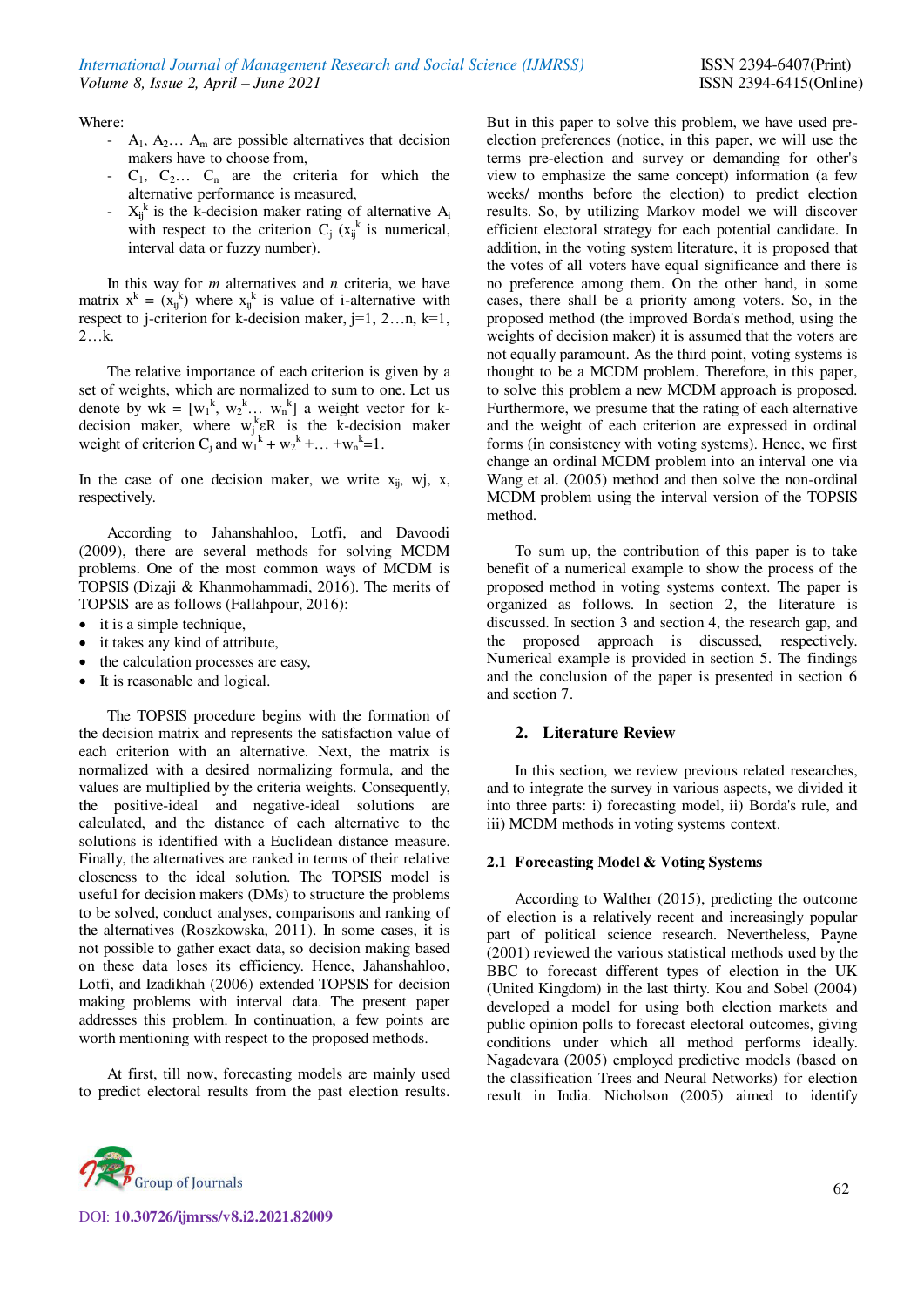Where:

- $A_1, A_2 \ldots A_m$ are possible alternatives that decision makers have to choose from,
- $C_1, C_2 \ldots C_n$ are the criteria for which the alternative performance is measured,
- $X_{ij}^k$ is the k-decision maker rating of alternative $A_i$ with respect to the criterion $C_j$ ($x_{ij}^k$ is numerical, interval data or fuzzy number).

In this way for *m* alternatives and *n* criteria, we have matrix $x^k = (x_{ij}^k)$ where $x_{ij}^k$ is value of i-alternative with respect to j-criterion for k-decision maker, j=1, 2…n, k=1, 2…k.

The relative importance of each criterion is given by a set of weights, which are normalized to sum to one. Let us denote by $wk = [w_1^k, w_2^k \ldots w_n^k]$ a weight vector for k-decision maker, where $w_j^k \varepsilon R$ is the k-decision maker weight of criterion $C_j$ and $w_1^k + w_2^k + \ldots + w_n^k = 1$.

In the case of one decision maker, we write $x_{ij}$, wj, x, respectively.

According to Jahanshahloo, Lotfi, and Davoodi (2009), there are several methods for solving MCDM problems. One of the most common ways of MCDM is TOPSIS (Dizaji & Khanmohammadi, 2016). The merits of TOPSIS are as follows (Fallahpour, 2016):

- it is a simple technique,
- it takes any kind of attribute,
- the calculation processes are easy,
- It is reasonable and logical.

The TOPSIS procedure begins with the formation of the decision matrix and represents the satisfaction value of each criterion with an alternative. Next, the matrix is normalized with a desired normalizing formula, and the values are multiplied by the criteria weights. Consequently, the positive-ideal and negative-ideal solutions are calculated, and the distance of each alternative to the solutions is identified with a Euclidean distance measure. Finally, the alternatives are ranked in terms of their relative closeness to the ideal solution. The TOPSIS model is useful for decision makers (DMs) to structure the problems to be solved, conduct analyses, comparisons and ranking of the alternatives (Roszkowska, 2011). In some cases, it is not possible to gather exact data, so decision making based on these data loses its efficiency. Hence, Jahanshahloo, Lotfi, and Izadikhah (2006) extended TOPSIS for decision making problems with interval data. The present paper addresses this problem. In continuation, a few points are worth mentioning with respect to the proposed methods.

At first, till now, forecasting models are mainly used to predict electoral results from the past election results. But in this paper to solve this problem, we have used pre-election preferences (notice, in this paper, we will use the terms pre-election and survey or demanding for other's view to emphasize the same concept) information (a few weeks/ months before the election) to predict election results. So, by utilizing Markov model we will discover efficient electoral strategy for each potential candidate. In addition, in the voting system literature, it is proposed that the votes of all voters have equal significance and there is no preference among them. On the other hand, in some cases, there shall be a priority among voters. So, in the proposed method (the improved Borda's method, using the weights of decision maker) it is assumed that the voters are not equally paramount. As the third point, voting systems is thought to be a MCDM problem. Therefore, in this paper, to solve this problem a new MCDM approach is proposed. Furthermore, we presume that the rating of each alternative and the weight of each criterion are expressed in ordinal forms (in consistency with voting systems). Hence, we first change an ordinal MCDM problem into an interval one via Wang et al. (2005) method and then solve the non-ordinal MCDM problem using the interval version of the TOPSIS method.

To sum up, the contribution of this paper is to take benefit of a numerical example to show the process of the proposed method in voting systems context. The paper is organized as follows. In section 2, the literature is discussed. In section 3 and section 4, the research gap, and the proposed approach is discussed, respectively. Numerical example is provided in section 5. The findings and the conclusion of the paper is presented in section 6 and section 7.

## 2. Literature Review

In this section, we review previous related researches, and to integrate the survey in various aspects, we divided it into three parts: i) forecasting model, ii) Borda's rule, and iii) MCDM methods in voting systems context.

### 2.1 Forecasting Model & Voting Systems

According to Walther (2015), predicting the outcome of election is a relatively recent and increasingly popular part of political science research. Nevertheless, Payne (2001) reviewed the various statistical methods used by the BBC to forecast different types of election in the UK (United Kingdom) in the last thirty. Kou and Sobel (2004) developed a model for using both election markets and public opinion polls to forecast electoral outcomes, giving conditions under which all method performs ideally. Nagadevara (2005) employed predictive models (based on the classification Trees and Neural Networks) for election result in India. Nicholson (2005) aimed to identify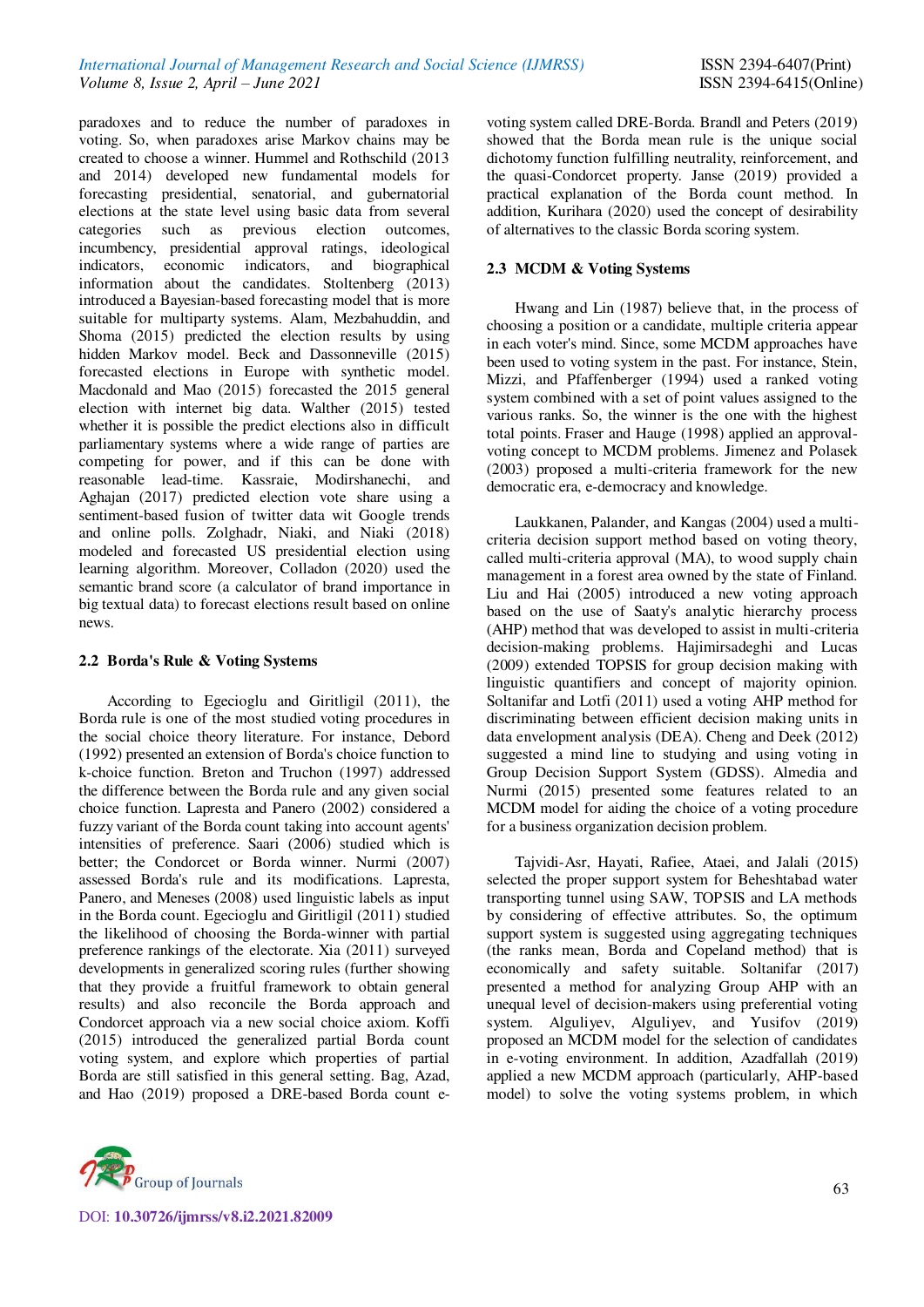paradoxes and to reduce the number of paradoxes in voting. So, when paradoxes arise Markov chains may be created to choose a winner. Hummel and Rothschild (2013 and 2014) developed new fundamental models for forecasting presidential, senatorial, and gubernatorial elections at the state level using basic data from several categories such as previous election outcomes, incumbency, presidential approval ratings, ideological indicators, economic indicators, and biographical information about the candidates. Stoltenberg (2013) introduced a Bayesian-based forecasting model that is more suitable for multiparty systems. Alam, Mezbahuddin, and Shoma (2015) predicted the election results by using hidden Markov model. Beck and Dassonneville (2015) forecasted elections in Europe with synthetic model. Macdonald and Mao (2015) forecasted the 2015 general election with internet big data. Walther (2015) tested whether it is possible the predict elections also in difficult parliamentary systems where a wide range of parties are competing for power, and if this can be done with reasonable lead-time. Kassraie, Modirshanechi, and Aghajan (2017) predicted election vote share using a sentiment-based fusion of twitter data wit Google trends and online polls. Zolghadr, Niaki, and Niaki (2018) modeled and forecasted US presidential election using learning algorithm. Moreover, Colladon (2020) used the semantic brand score (a calculator of brand importance in big textual data) to forecast elections result based on online news.

## 2.2 Borda's Rule & Voting Systems

According to Egecioglu and Giritligil (2011), the Borda rule is one of the most studied voting procedures in the social choice theory literature. For instance, Debord (1992) presented an extension of Borda's choice function to k-choice function. Breton and Truchon (1997) addressed the difference between the Borda rule and any given social choice function. Lapresta and Panero (2002) considered a fuzzy variant of the Borda count taking into account agents' intensities of preference. Saari (2006) studied which is better; the Condorcet or Borda winner. Nurmi (2007) assessed Borda's rule and its modifications. Lapresta, Panero, and Meneses (2008) used linguistic labels as input in the Borda count. Egecioglu and Giritligil (2011) studied the likelihood of choosing the Borda-winner with partial preference rankings of the electorate. Xia (2011) surveyed developments in generalized scoring rules (further showing that they provide a fruitful framework to obtain general results) and also reconcile the Borda approach and Condorcet approach via a new social choice axiom. Koffi (2015) introduced the generalized partial Borda count voting system, and explore which properties of partial Borda are still satisfied in this general setting. Bag, Azad, and Hao (2019) proposed a DRE-based Borda count e-voting system called DRE-Borda. Brandl and Peters (2019) showed that the Borda mean rule is the unique social dichotomy function fulfilling neutrality, reinforcement, and the quasi-Condorcet property. Janse (2019) provided a practical explanation of the Borda count method. In addition, Kurihara (2020) used the concept of desirability of alternatives to the classic Borda scoring system.

## 2.3 MCDM & Voting Systems

Hwang and Lin (1987) believe that, in the process of choosing a position or a candidate, multiple criteria appear in each voter's mind. Since, some MCDM approaches have been used to voting system in the past. For instance, Stein, Mizzi, and Pfaffenberger (1994) used a ranked voting system combined with a set of point values assigned to the various ranks. So, the winner is the one with the highest total points. Fraser and Hauge (1998) applied an approval-voting concept to MCDM problems. Jimenez and Polasek (2003) proposed a multi-criteria framework for the new democratic era, e-democracy and knowledge.

Laukkanen, Palander, and Kangas (2004) used a multi-criteria decision support method based on voting theory, called multi-criteria approval (MA), to wood supply chain management in a forest area owned by the state of Finland. Liu and Hai (2005) introduced a new voting approach based on the use of Saaty's analytic hierarchy process (AHP) method that was developed to assist in multi-criteria decision-making problems. Hajimirsadeghi and Lucas (2009) extended TOPSIS for group decision making with linguistic quantifiers and concept of majority opinion. Soltanifar and Lotfi (2011) used a voting AHP method for discriminating between efficient decision making units in data envelopment analysis (DEA). Cheng and Deek (2012) suggested a mind line to studying and using voting in Group Decision Support System (GDSS). Almedia and Nurmi (2015) presented some features related to an MCDM model for aiding the choice of a voting procedure for a business organization decision problem.

Tajvidi-Asr, Hayati, Rafiee, Ataei, and Jalali (2015) selected the proper support system for Beheshtabad water transporting tunnel using SAW, TOPSIS and LA methods by considering of effective attributes. So, the optimum support system is suggested using aggregating techniques (the ranks mean, Borda and Copeland method) that is economically and safety suitable. Soltanifar (2017) presented a method for analyzing Group AHP with an unequal level of decision-makers using preferential voting system. Alguliyev, Alguliyev, and Yusifov (2019) proposed an MCDM model for the selection of candidates in e-voting environment. In addition, Azadfallah (2019) applied a new MCDM approach (particularly, AHP-based model) to solve the voting systems problem, in which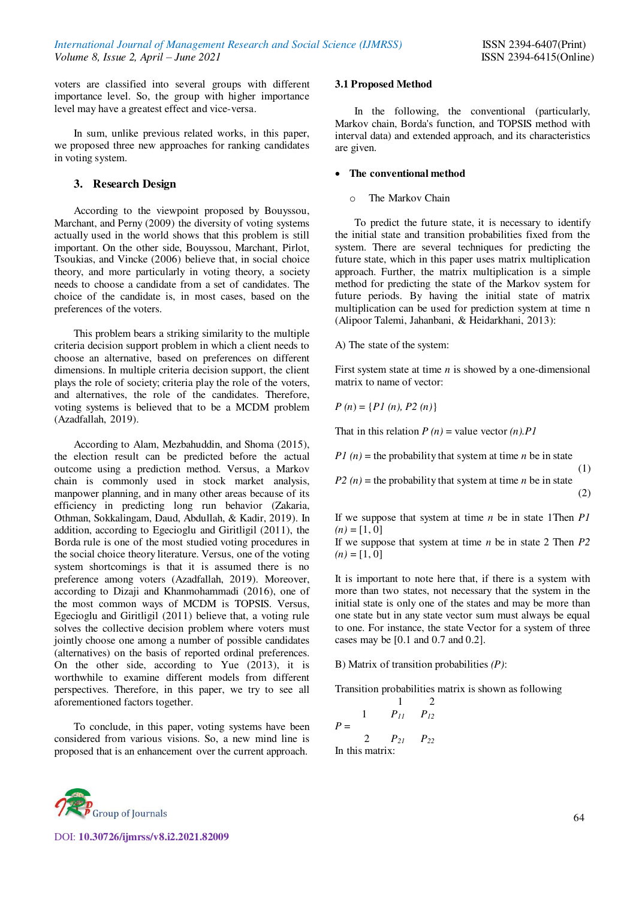voters are classified into several groups with different importance level. So, the group with higher importance level may have a greatest effect and vice-versa.

In sum, unlike previous related works, in this paper, we proposed three new approaches for ranking candidates in voting system.

## 3. Research Design

According to the viewpoint proposed by Bouyssou, Marchant, and Perny (2009) the diversity of voting systems actually used in the world shows that this problem is still important. On the other side, Bouyssou, Marchant, Pirlot, Tsoukias, and Vincke (2006) believe that, in social choice theory, and more particularly in voting theory, a society needs to choose a candidate from a set of candidates. The choice of the candidate is, in most cases, based on the preferences of the voters.

This problem bears a striking similarity to the multiple criteria decision support problem in which a client needs to choose an alternative, based on preferences on different dimensions. In multiple criteria decision support, the client plays the role of society; criteria play the role of the voters, and alternatives, the role of the candidates. Therefore, voting systems is believed that to be a MCDM problem (Azadfallah, 2019).

According to Alam, Mezbahuddin, and Shoma (2015), the election result can be predicted before the actual outcome using a prediction method. Versus, a Markov chain is commonly used in stock market analysis, manpower planning, and in many other areas because of its efficiency in predicting long run behavior (Zakaria, Othman, Sokkalingam, Daud, Abdullah, & Kadir, 2019). In addition, according to Egecioglu and Giritligil (2011), the Borda rule is one of the most studied voting procedures in the social choice theory literature. Versus, one of the voting system shortcomings is that it is assumed there is no preference among voters (Azadfallah, 2019). Moreover, according to Dizaji and Khanmohammadi (2016), one of the most common ways of MCDM is TOPSIS. Versus, Egecioglu and Giritligil (2011) believe that, a voting rule solves the collective decision problem where voters must jointly choose one among a number of possible candidates (alternatives) on the basis of reported ordinal preferences. On the other side, according to Yue (2013), it is worthwhile to examine different models from different perspectives. Therefore, in this paper, we try to see all aforementioned factors together.

To conclude, in this paper, voting systems have been considered from various visions. So, a new mind line is proposed that is an enhancement over the current approach.

### 3.1 Proposed Method

In the following, the conventional (particularly, Markov chain, Borda's function, and TOPSIS method with interval data) and extended approach, and its characteristics are given.

- **The conventional method**
  - The Markov Chain

To predict the future state, it is necessary to identify the initial state and transition probabilities fixed from the system. There are several techniques for predicting the future state, which in this paper uses matrix multiplication approach. Further, the matrix multiplication is a simple method for predicting the state of the Markov system for future periods. By having the initial state of matrix multiplication can be used for prediction system at time n (Alipoor Talemi, Jahanbani, & Heidarkhani, 2013):

A) The state of the system:

First system state at time $n$ is showed by a one-dimensional matrix to name of vector:

$P(n) = \{P1(n), P2(n)\}$

That in this relation $P(n)$ = value vector $(n).P1$

$P1(n)$ = the probability that system at time $n$ be in state (1)

$P2(n)$ = the probability that system at time $n$ be in state (2)

If we suppose that system at time $n$ be in state 1Then $P1(n) = [1, 0]$
If we suppose that system at time $n$ be in state 2 Then $P2(n) = [1, 0]$

It is important to note here that, if there is a system with more than two states, not necessary that the system in the initial state is only one of the states and may be more than one state but in any state vector sum must always be equal to one. For instance, the state Vector for a system of three cases may be [0.1 and 0.7 and 0.2].

B) Matrix of transition probabilities $(P)$:

Transition probabilities matrix is shown as following

$$P = \begin{array}{c|cc} & 1 & 2 \\ \hline 1 & P_{11} & P_{12} \\ 2 & P_{21} & P_{22} \end{array}$$

In this matrix: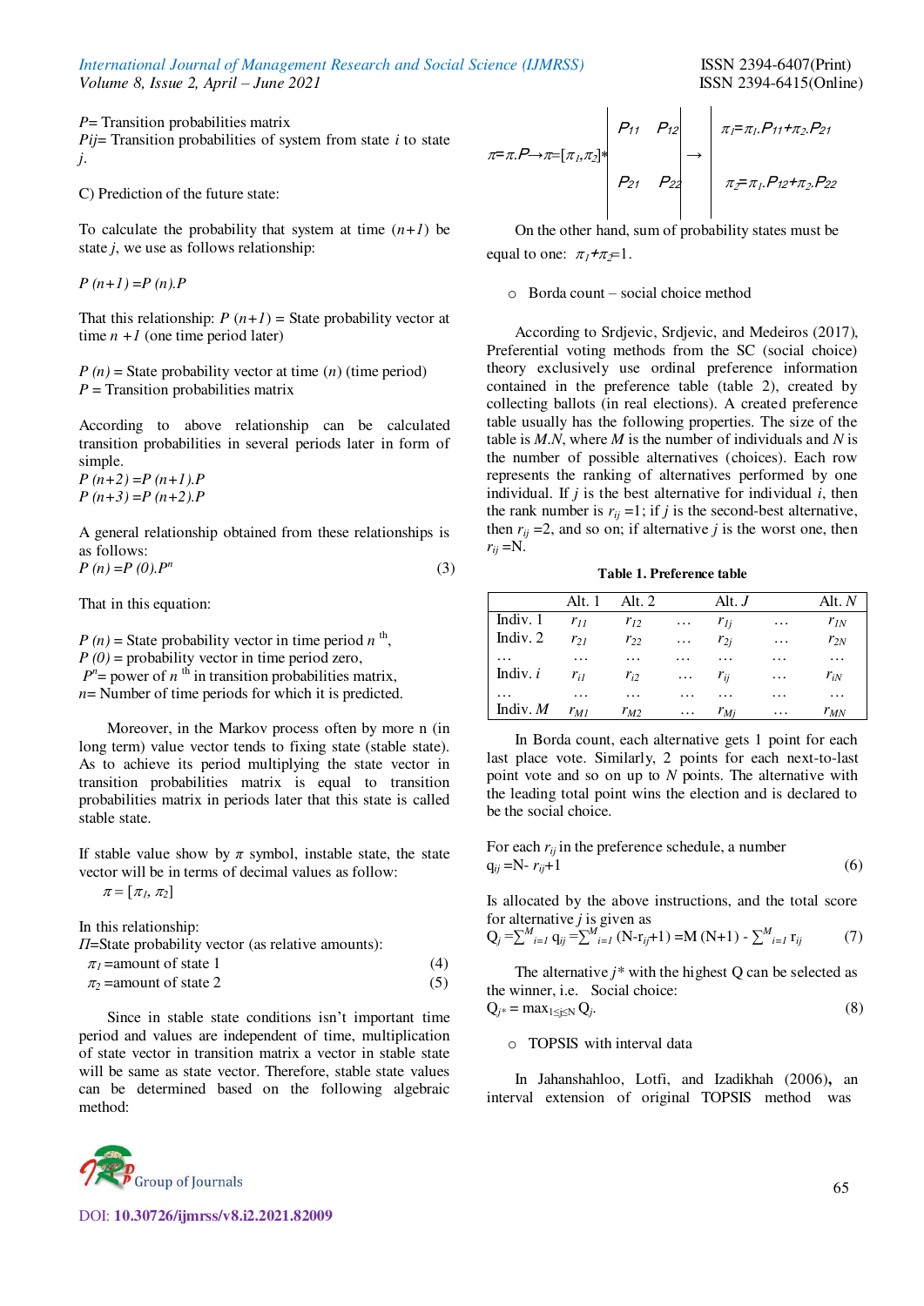$P$= Transition probabilities matrix

$P_{ij}$= Transition probabilities of system from state $i$ to state $j$.

C) Prediction of the future state:

To calculate the probability that system at time $(n+1)$ be state $j$, we use as follows relationship:

$$P(n+1) = P(n).P$$

That this relationship: $P(n+1)$ = State probability vector at time $n+1$ (one time period later)

$P(n)$ = State probability vector at time $(n)$ (time period)
$P$ = Transition probabilities matrix

According to above relationship can be calculated transition probabilities in several periods later in form of simple.

$$P(n+2) = P(n+1).P$$
$$P(n+3) = P(n+2).P$$

A general relationship obtained from these relationships is as follows:

$$P(n) = P(0).P^{n} \qquad (3)$$

That in this equation:

$P(n)$ = State probability vector in time period $n^{th}$,
$P(0)$ = probability vector in time period zero,
$P^{n}$= power of $n^{th}$ in transition probabilities matrix,
$n$= Number of time periods for which it is predicted.

Moreover, in the Markov process often by more n (in long term) value vector tends to fixing state (stable state). As to achieve its period multiplying the state vector in transition probabilities matrix is equal to transition probabilities matrix in periods later that this state is called stable state.

If stable value show by $\pi$ symbol, instable state, the state vector will be in terms of decimal values as follow:

$$\pi = [\pi_1, \pi_2]$$

In this relationship:
$\Pi$=State probability vector (as relative amounts):

$\pi_1$ =amount of state 1 (4)
$\pi_2$ =amount of state 2 (5)

Since in stable state conditions isn't important time period and values are independent of time, multiplication of state vector in transition matrix a vector in stable state will be same as state vector. Therefore, stable state values can be determined based on the following algebraic method:

$$\pi = \pi.P \rightarrow \pi = [\pi_1, \pi_2] * \begin{vmatrix} P_{11} & P_{12} \\ P_{21} & P_{22} \end{vmatrix} \rightarrow \begin{vmatrix} \pi_1 = \pi_1.P_{11} + \pi_2.P_{21} \\ \pi_2 = \pi_1.P_{12} + \pi_2.P_{22} \end{vmatrix}$$

On the other hand, sum of probability states must be equal to one: $\pi_1 + \pi_2 = 1$.

- Borda count – social choice method

According to Srdjevic, Srdjevic, and Medeiros (2017), Preferential voting methods from the SC (social choice) theory exclusively use ordinal preference information contained in the preference table (table 2), created by collecting ballots (in real elections). A created preference table usually has the following properties. The size of the table is $M.N$, where $M$ is the number of individuals and $N$ is the number of possible alternatives (choices). Each row represents the ranking of alternatives performed by one individual. If $j$ is the best alternative for individual $i$, then the rank number is $r_{ij}$ =1; if $j$ is the second-best alternative, then $r_{ij}$ =2, and so on; if alternative $j$ is the worst one, then $r_{ij}$ =N.

**Table 1. Preference table**

| | Alt. 1 | Alt. 2 | | Alt. $J$ | | Alt. $N$ |
|---|---|---|---|---|---|---|
| Indiv. 1 | $r_{11}$ | $r_{12}$ | … | $r_{1j}$ | … | $r_{1N}$ |
| Indiv. 2 | $r_{21}$ | $r_{22}$ | … | $r_{2j}$ | … | $r_{2N}$ |
| … | … | … | … | … | … | … |
| Indiv. $i$ | $r_{i1}$ | $r_{i2}$ | … | $r_{ij}$ | … | $r_{iN}$ |
| … | … | … | … | … | … | … |
| Indiv. $M$ | $r_{M1}$ | $r_{M2}$ | … | $r_{Mj}$ | … | $r_{MN}$ |

In Borda count, each alternative gets 1 point for each last place vote. Similarly, 2 points for each next-to-last point vote and so on up to $N$ points. The alternative with the leading total point wins the election and is declared to be the social choice.

For each $r_{ij}$ in the preference schedule, a number

$$q_{ij} = N - r_{ij} + 1 \qquad (6)$$

Is allocated by the above instructions, and the total score for alternative $j$ is given as

$$Q_j = \sum_{i=1}^{M} q_{ij} = \sum_{i=1}^{M} (N - r_{ij} + 1) = M(N+1) - \sum_{i=1}^{M} r_{ij} \qquad (7)$$

The alternative $j^*$ with the highest Q can be selected as the winner, i.e. Social choice:

$$Q_{j^*} = \max_{1 \le j \le N} Q_j. \qquad (8)$$

- TOPSIS with interval data

In Jahanshahloo, Lotfi, and Izadikhah (2006), an interval extension of original TOPSIS method was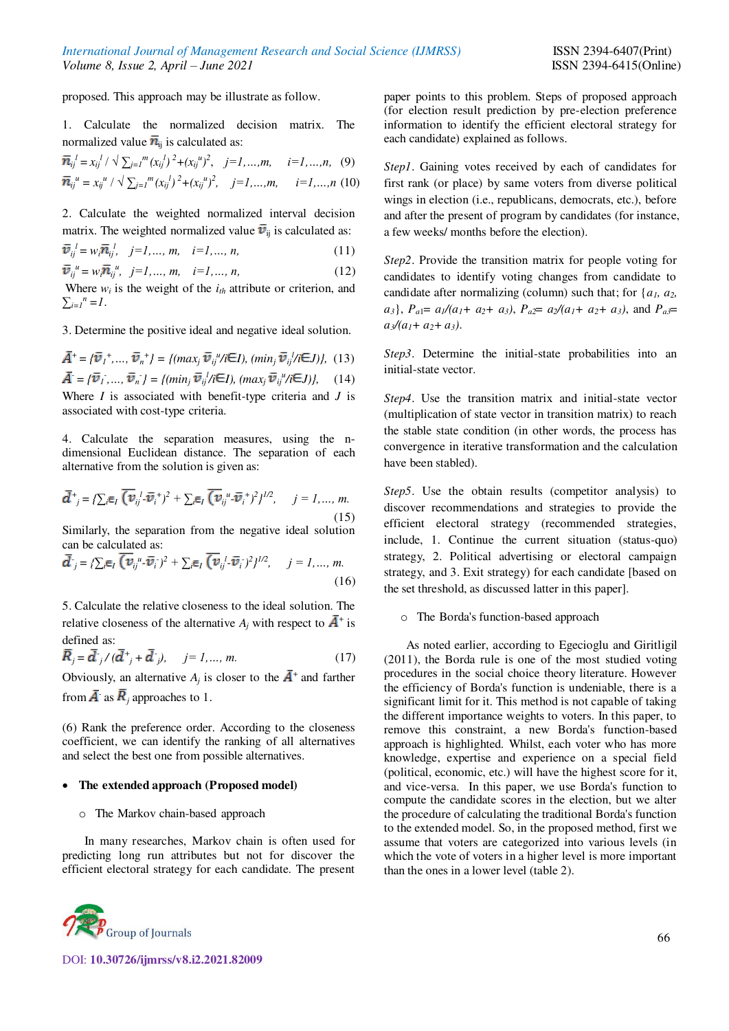proposed. This approach may be illustrate as follow.

1. Calculate the normalized decision matrix. The normalized value $\bar{n}_{ij}$ is calculated as:

$$\bar{n}_{ij}^{l} = x_{ij}^{l} / \sqrt{\sum_{j=1}^{m} (x_{ij}^{l})^2 + (x_{ij}^{u})^2}, \quad j=1,\ldots,m, \quad i=1,\ldots,n, \quad (9)$$

$$\bar{n}_{ij}^{u} = x_{ij}^{u} / \sqrt{\sum_{j=1}^{m} (x_{ij}^{l})^2 + (x_{ij}^{u})^2}, \quad j=1,\ldots,m, \quad i=1,\ldots,n \quad (10)$$

2. Calculate the weighted normalized interval decision matrix. The weighted normalized value $\bar{v}_{ij}$ is calculated as:

$$\bar{v}_{ij}^{l} = w_i \bar{n}_{ij}^{l}, \quad j=1,\ldots, m, \quad i=1,\ldots, n, \quad (11)$$

$$\bar{v}_{ij}^{u} = w_i \bar{n}_{ij}^{u}, \quad j=1,\ldots, m, \quad i=1,\ldots, n, \quad (12)$$

Where $w_i$ is the weight of the $i_{th}$ attribute or criterion, and $\sum_{i=1}^{n} = 1$.

3. Determine the positive ideal and negative ideal solution.

$$\bar{A}^{+} = \{\bar{v}_1^{+}, \ldots, \bar{v}_n^{+}\} = \{(max_j\, \bar{v}_{ij}^{u} / i \in I), (min_j\, \bar{v}_{ij}^{l} / i \in J)\}, \quad (13)$$

$$\bar{A}^{-} = \{\bar{v}_1^{-}, \ldots, \bar{v}_n^{-}\} = \{(min_j\, \bar{v}_{ij}^{l} / i \in I), (max_j\, \bar{v}_{ij}^{u} / i \in J)\}, \quad (14)$$

Where $I$ is associated with benefit-type criteria and $J$ is associated with cost-type criteria.

4. Calculate the separation measures, using the n-dimensional Euclidean distance. The separation of each alternative from the solution is given as:

$$\bar{d}^{+}_{j} = \{\sum_{i \in I} (\bar{v}_{ij}^{l} - \bar{v}_i^{+})^2 + \sum_{i \in J} (\bar{v}_{ij}^{u} - \bar{v}_i^{+})^2\}^{1/2}, \quad j = 1,\ldots, m. \quad (15)$$

Similarly, the separation from the negative ideal solution can be calculated as:

$$\bar{d}^{-}_{j} = \{\sum_{i \in I} (\bar{v}_{ij}^{u} - \bar{v}_i^{-})^2 + \sum_{i \in J} (\bar{v}_{ij}^{l} - \bar{v}_i^{-})^2\}^{1/2}, \quad j = 1,\ldots, m. \quad (16)$$

5. Calculate the relative closeness to the ideal solution. The relative closeness of the alternative $A_j$ with respect to $\bar{A}^{+}$ is defined as:

$$\bar{R}_j = \bar{d}^{-}_{j} / (\bar{d}^{+}_{j} + \bar{d}^{-}_{j}), \quad j=1,\ldots, m. \quad (17)$$

Obviously, an alternative $A_j$ is closer to the $\bar{A}^{+}$ and farther from $\bar{A}^{-}$ as $\bar{R}_j$ approaches to 1.

(6) Rank the preference order. According to the closeness coefficient, we can identify the ranking of all alternatives and select the best one from possible alternatives.

- **The extended approach (Proposed model)**

  - The Markov chain-based approach

In many researches, Markov chain is often used for predicting long run attributes but not for discover the efficient electoral strategy for each candidate. The present paper points to this problem. Steps of proposed approach (for election result prediction by pre-election preference information to identify the efficient electoral strategy for each candidate) explained as follows.

*Step1*. Gaining votes received by each of candidates for first rank (or place) by same voters from diverse political wings in election (i.e., republicans, democrats, etc.), before and after the present of program by candidates (for instance, a few weeks/ months before the election).

*Step2*. Provide the transition matrix for people voting for candidates to identify voting changes from candidate to candidate after normalizing (column) such that; for $\{a_1, a_2, a_3\}$, $P_{a1} = a_1/(a_1 + a_2 + a_3)$, $P_{a2} = a_2/(a_1 + a_2 + a_3)$, and $P_{a3} = a_3/(a_1 + a_2 + a_3)$.

*Step3*. Determine the initial-state probabilities into an initial-state vector.

*Step4*. Use the transition matrix and initial-state vector (multiplication of state vector in transition matrix) to reach the stable state condition (in other words, the process has convergence in iterative transformation and the calculation have been stabled).

*Step5*. Use the obtain results (competitor analysis) to discover recommendations and strategies to provide the efficient electoral strategy (recommended strategies, include, 1. Continue the current situation (status-quo) strategy, 2. Political advertising or electoral campaign strategy, and 3. Exit strategy) for each candidate [based on the set threshold, as discussed latter in this paper].

  - The Borda's function-based approach

As noted earlier, according to Egecioglu and Giritligil (2011), the Borda rule is one of the most studied voting procedures in the social choice theory literature. However the efficiency of Borda's function is undeniable, there is a significant limit for it. This method is not capable of taking the different importance weights to voters. In this paper, to remove this constraint, a new Borda's function-based approach is highlighted. Whilst, each voter who has more knowledge, expertise and experience on a special field (political, economic, etc.) will have the highest score for it, and vice-versa. In this paper, we use Borda's function to compute the candidate scores in the election, but we alter the procedure of calculating the traditional Borda's function to the extended model. So, in the proposed method, first we assume that voters are categorized into various levels (in which the vote of voters in a higher level is more important than the ones in a lower level (table 2).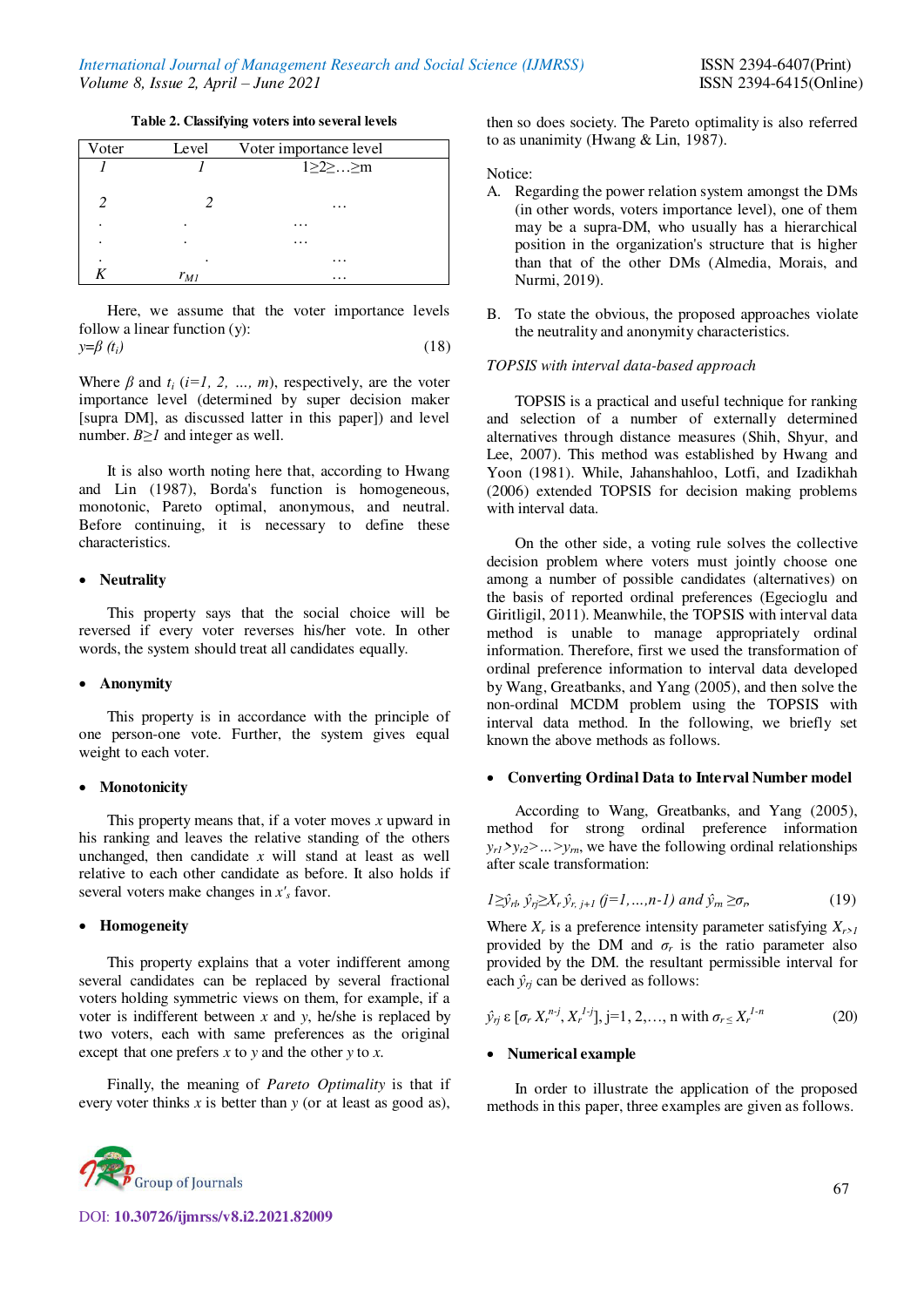**Table 2. Classifying voters into several levels**

| Voter | Level | Voter importance level |
|---|---|---|
| *1* | *1* | $1 \geq 2 \geq \ldots \geq m$ |
| *2* | *2* | … |
| . | . | … |
| . | . | … |
| . | . | … |
| *K* | $r_{M1}$ | … |

Here, we assume that the voter importance levels follow a linear function (y):

$$y=\beta\ (t_i) \tag{18}$$

Where $\beta$ and $t_i$ $(i=1, 2, \ldots, m)$, respectively, are the voter importance level (determined by super decision maker [supra DM], as discussed latter in this paper]) and level number. $B \geq 1$ and integer as well.

It is also worth noting here that, according to Hwang and Lin (1987), Borda's function is homogeneous, monotonic, Pareto optimal, anonymous, and neutral. Before continuing, it is necessary to define these characteristics.

- **Neutrality**

This property says that the social choice will be reversed if every voter reverses his/her vote. In other words, the system should treat all candidates equally.

- **Anonymity**

This property is in accordance with the principle of one person-one vote. Further, the system gives equal weight to each voter.

- **Monotonicity**

This property means that, if a voter moves $x$ upward in his ranking and leaves the relative standing of the others unchanged, then candidate $x$ will stand at least as well relative to each other candidate as before. It also holds if several voters make changes in $x'_s$ favor.

- **Homogeneity**

This property explains that a voter indifferent among several candidates can be replaced by several fractional voters holding symmetric views on them, for example, if a voter is indifferent between $x$ and $y$, he/she is replaced by two voters, each with same preferences as the original except that one prefers $x$ to $y$ and the other $y$ to $x$.

Finally, the meaning of *Pareto Optimality* is that if every voter thinks $x$ is better than $y$ (or at least as good as), then so does society. The Pareto optimality is also referred to as unanimity (Hwang & Lin, 1987).

Notice:

A. Regarding the power relation system amongst the DMs (in other words, voters importance level), one of them may be a supra-DM, who usually has a hierarchical position in the organization's structure that is higher than that of the other DMs (Almedia, Morais, and Nurmi, 2019).

B. To state the obvious, the proposed approaches violate the neutrality and anonymity characteristics.

*TOPSIS with interval data-based approach*

TOPSIS is a practical and useful technique for ranking and selection of a number of externally determined alternatives through distance measures (Shih, Shyur, and Lee, 2007). This method was established by Hwang and Yoon (1981). While, Jahanshahloo, Lotfi, and Izadikhah (2006) extended TOPSIS for decision making problems with interval data.

On the other side, a voting rule solves the collective decision problem where voters must jointly choose one among a number of possible candidates (alternatives) on the basis of reported ordinal preferences (Egecioglu and Giritligil, 2011). Meanwhile, the TOPSIS with interval data method is unable to manage appropriately ordinal information. Therefore, first we used the transformation of ordinal preference information to interval data developed by Wang, Greatbanks, and Yang (2005), and then solve the non-ordinal MCDM problem using the TOPSIS with interval data method. In the following, we briefly set known the above methods as follows.

- **Converting Ordinal Data to Interval Number model**

According to Wang, Greatbanks, and Yang (2005), method for strong ordinal preference information $y_{r1} > y_{r2} > \ldots > y_{rn}$, we have the following ordinal relationships after scale transformation:

$$1 \geq \hat{y}_{rl},\ \hat{y}_{rj} \geq X_r\, \hat{y}_{r,\,j+1}\ (j=1,\ldots,n\text{-}1) \text{ and } \hat{y}_{rn} \geq \sigma_r, \tag{19}$$

Where $X_r$ is a preference intensity parameter satisfying $X_{r>1}$ provided by the DM and $\sigma_r$ is the ratio parameter also provided by the DM. the resultant permissible interval for each $\hat{y}_{rj}$ can be derived as follows:

$$\hat{y}_{rj}\ \varepsilon\ [\sigma_r\, X_r^{\,n-j},\ X_r^{\,1-j}],\ j=1, 2,\ldots, n \text{ with } \sigma_r \leq X_r^{\,1-n} \tag{20}$$

- **Numerical example**

In order to illustrate the application of the proposed methods in this paper, three examples are given as follows.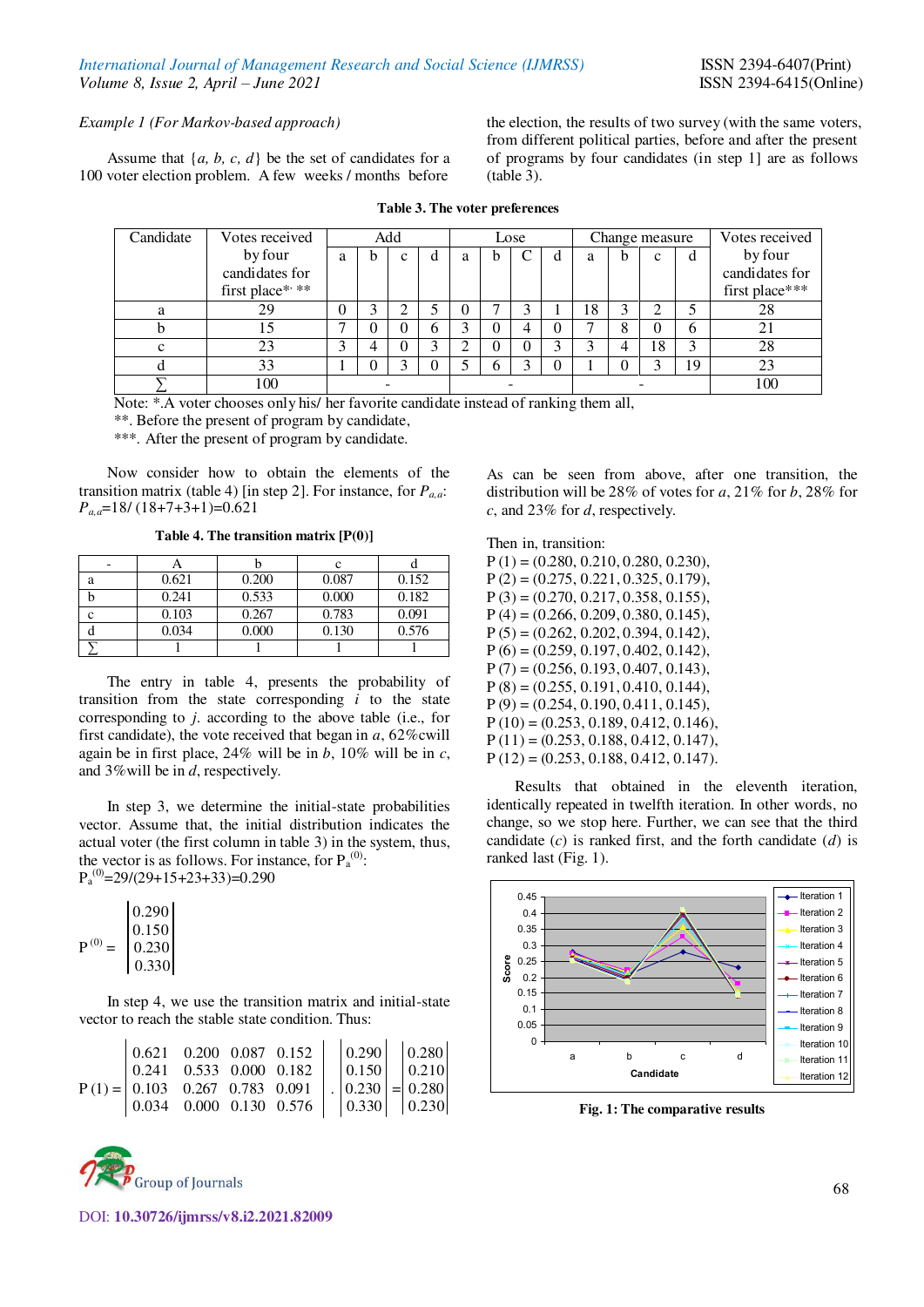*Example 1 (For Markov-based approach)*

Assume that $\{a, b, c, d\}$ be the set of candidates for a 100 voter election problem. A few weeks / months before the election, the results of two survey (with the same voters, from different political parties, before and after the present of programs by four candidates (in step 1] are as follows (table 3).

**Table 3. The voter preferences**

| Candidate | Votes received by four candidates for first place*, ** | Add | | | | Lose | | | | Change measure | | | | Votes received by four candidates for first place*** |
|---|---|---|---|---|---|---|---|---|---|---|---|---|---|---|
| | | a | b | c | d | a | b | C | d | a | b | c | d | |
| a | 29 | 0 | 3 | 2 | 5 | 0 | 7 | 3 | 1 | 18 | 3 | 2 | 5 | 28 |
| b | 15 | 7 | 0 | 0 | 6 | 3 | 0 | 4 | 0 | 7 | 8 | 0 | 6 | 21 |
| c | 23 | 3 | 4 | 0 | 3 | 2 | 0 | 0 | 3 | 3 | 4 | 18 | 3 | 28 |
| d | 33 | 1 | 0 | 3 | 0 | 5 | 6 | 3 | 0 | 1 | 0 | 3 | 19 | 23 |
| ∑ | 100 | - | | | | - | | | | - | | | | 100 |

Note: *.A voter chooses only his/ her favorite candidate instead of ranking them all,
**. Before the present of program by candidate,
***. After the present of program by candidate.

Now consider how to obtain the elements of the transition matrix (table 4) [in step 2]. For instance, for $P_{a,a}$: $P_{a,a}$=18/ (18+7+3+1)=0.621

**Table 4. The transition matrix [P(0)]**

| - | A | b | c | d |
|---|---|---|---|---|
| a | 0.621 | 0.200 | 0.087 | 0.152 |
| b | 0.241 | 0.533 | 0.000 | 0.182 |
| c | 0.103 | 0.267 | 0.783 | 0.091 |
| d | 0.034 | 0.000 | 0.130 | 0.576 |
| ∑ | 1 | 1 | 1 | 1 |

The entry in table 4, presents the probability of transition from the state corresponding $i$ to the state corresponding to $j$. according to the above table (i.e., for first candidate), the vote received that began in $a$, 62%cwill again be in first place, 24% will be in $b$, 10% will be in $c$, and 3%will be in $d$, respectively.

In step 3, we determine the initial-state probabilities vector. Assume that, the initial distribution indicates the actual voter (the first column in table 3) in the system, thus, the vector is as follows. For instance, for $P_a^{(0)}$: $P_a^{(0)}$=29/(29+15+23+33)=0.290

$$P^{(0)} = \begin{vmatrix} 0.290 \\ 0.150 \\ 0.230 \\ 0.330 \end{vmatrix}$$

In step 4, we use the transition matrix and initial-state vector to reach the stable state condition. Thus:

$$P(1) = \begin{vmatrix} 0.621 & 0.200 & 0.087 & 0.152 \\ 0.241 & 0.533 & 0.000 & 0.182 \\ 0.103 & 0.267 & 0.783 & 0.091 \\ 0.034 & 0.000 & 0.130 & 0.576 \end{vmatrix} . \begin{vmatrix} 0.290 \\ 0.150 \\ 0.230 \\ 0.330 \end{vmatrix} = \begin{vmatrix} 0.280 \\ 0.210 \\ 0.280 \\ 0.230 \end{vmatrix}$$

As can be seen from above, after one transition, the distribution will be 28% of votes for $a$, 21% for $b$, 28% for $c$, and 23% for $d$, respectively.

Then in, transition:
P (1) = (0.280, 0.210, 0.280, 0.230),
P (2) = (0.275, 0.221, 0.325, 0.179),
P (3) = (0.270, 0.217, 0.358, 0.155),
P (4) = (0.266, 0.209, 0.380, 0.145),
P (5) = (0.262, 0.202, 0.394, 0.142),
P (6) = (0.259, 0.197, 0.402, 0.142),
P (7) = (0.256, 0.193, 0.407, 0.143),
P (8) = (0.255, 0.191, 0.410, 0.144),
P (9) = (0.254, 0.190, 0.411, 0.145),
P (10) = (0.253, 0.189, 0.412, 0.146),
P (11) = (0.253, 0.188, 0.412, 0.147),
P (12) = (0.253, 0.188, 0.412, 0.147).

Results that obtained in the eleventh iteration, identically repeated in twelfth iteration. In other words, no change, so we stop here. Further, we can see that the third candidate ($c$) is ranked first, and the forth candidate ($d$) is ranked last (Fig. 1).

**Fig. 1: The comparative results**

DOI: 10.30726/ijmrss/v8.i2.2021.82009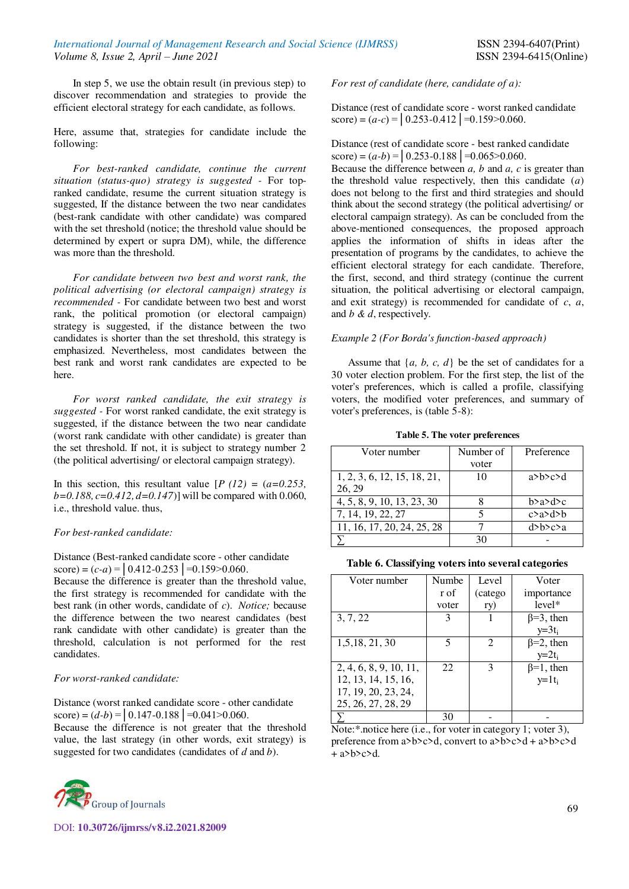In step 5, we use the obtain result (in previous step) to discover recommendation and strategies to provide the efficient electoral strategy for each candidate, as follows.

Here, assume that, strategies for candidate include the following:

*For best-ranked candidate, continue the current situation (status-quo) strategy is suggested* - For top-ranked candidate, resume the current situation strategy is suggested, If the distance between the two near candidates (best-rank candidate with other candidate) was compared with the set threshold (notice; the threshold value should be determined by expert or supra DM), while, the difference was more than the threshold.

*For candidate between two best and worst rank, the political advertising (or electoral campaign) strategy is recommended* - For candidate between two best and worst rank, the political promotion (or electoral campaign) strategy is suggested, if the distance between the two candidates is shorter than the set threshold, this strategy is emphasized. Nevertheless, most candidates between the best rank and worst rank candidates are expected to be here.

*For worst ranked candidate, the exit strategy is suggested* - For worst ranked candidate, the exit strategy is suggested, if the distance between the two near candidate (worst rank candidate with other candidate) is greater than the set threshold. If not, it is subject to strategy number 2 (the political advertising/ or electoral campaign strategy).

In this section, this resultant value [$P\ (12) = (a{=}0.253, b{=}0.188, c{=}0.412, d{=}0.147)$] will be compared with 0.060, i.e., threshold value. thus,

*For best-ranked candidate:*

Distance (Best-ranked candidate score - other candidate score) = $(c\text{-}a) = |0.412\text{-}0.253| = 0.159 > 0.060$.
Because the difference is greater than the threshold value, the first strategy is recommended for candidate with the best rank (in other words, candidate of $c$). *Notice;* because the difference between the two nearest candidates (best rank candidate with other candidate) is greater than the threshold, calculation is not performed for the rest candidates.

*For worst-ranked candidate:*

Distance (worst ranked candidate score - other candidate score) = $(d\text{-}b) = |0.147\text{-}0.188| = 0.041 > 0.060$.
Because the difference is not greater that the threshold value, the last strategy (in other words, exit strategy) is suggested for two candidates (candidates of $d$ and $b$).

*For rest of candidate (here, candidate of a):*

Distance (rest of candidate score - worst ranked candidate score) = $(a\text{-}c) = |0.253\text{-}0.412| = 0.159 > 0.060$.

Distance (rest of candidate score - best ranked candidate score) = $(a\text{-}b) = |0.253\text{-}0.188| = 0.065 > 0.060$.
Because the difference between $a$, $b$ and $a$, $c$ is greater than the threshold value respectively, then this candidate ($a$) does not belong to the first and third strategies and should think about the second strategy (the political advertising/ or electoral campaign strategy). As can be concluded from the above-mentioned consequences, the proposed approach applies the information of shifts in ideas after the presentation of programs by the candidates, to achieve the efficient electoral strategy for each candidate. Therefore, the first, second, and third strategy (continue the current situation, the political advertising or electoral campaign, and exit strategy) is recommended for candidate of $c$, $a$, and $b$ & $d$, respectively.

*Example 2 (For Borda's function-based approach)*

Assume that $\{a, b, c, d\}$ be the set of candidates for a 30 voter election problem. For the first step, the list of the voter's preferences, which is called a profile, classifying voters, the modified voter preferences, and summary of voter's preferences, is (table 5-8):

**Table 5. The voter preferences**

| Voter number | Number of voter | Preference |
|---|---|---|
| 1, 2, 3, 6, 12, 15, 18, 21, 26, 29 | 10 | a>b>c>d |
| 4, 5, 8, 9, 10, 13, 23, 30 | 8 | b>a>d>c |
| 7, 14, 19, 22, 27 | 5 | c>a>d>b |
| 11, 16, 17, 20, 24, 25, 28 | 7 | d>b>c>a |
| ∑ | 30 | - |

**Table 6. Classifying voters into several categories**

| Voter number | Number of voter | Level (category) | Voter importance level* |
|---|---|---|---|
| 3, 7, 22 | 3 | 1 | $\beta=3$, then $y=3t_i$ |
| 1,5,18, 21, 30 | 5 | 2 | $\beta=2$, then $y=2t_i$ |
| 2, 4, 6, 8, 9, 10, 11, 12, 13, 14, 15, 16, 17, 19, 20, 23, 24, 25, 26, 27, 28, 29 | 22 | 3 | $\beta=1$, then $y=1t_i$ |
| ∑ | 30 | - | - |

Note:*.notice here (i.e., for voter in category 1; voter 3), preference from a>b>c>d, convert to a>b>c>d + a>b>c>d + a>b>c>d.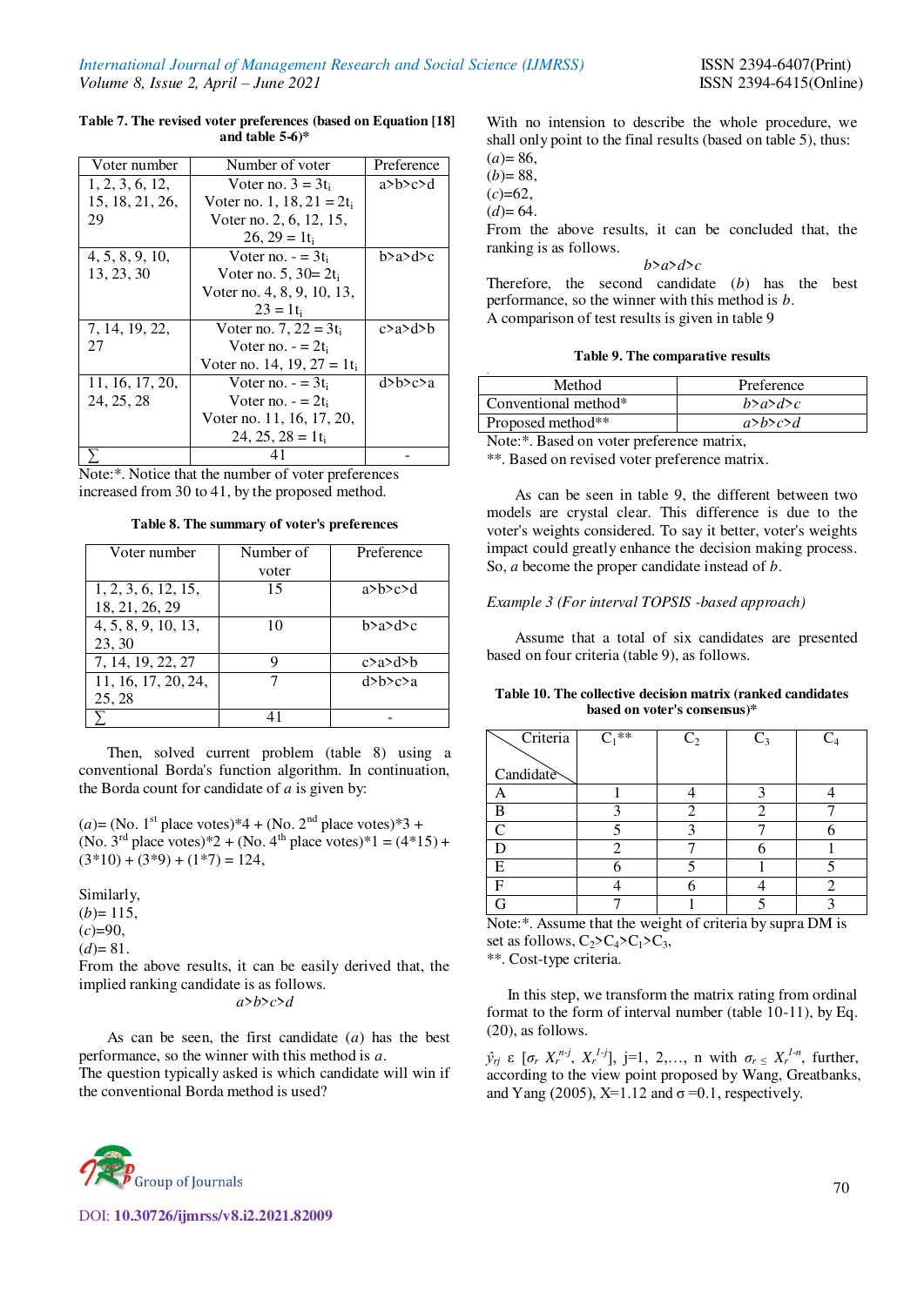**Table 7. The revised voter preferences (based on Equation [18] and table 5-6)***

| Voter number | Number of voter | Preference |
|---|---|---|
| 1, 2, 3, 6, 12, 15, 18, 21, 26, 29 | Voter no. 3 = $3t_i$ Voter no. 1, 18, 21 = $2t_i$ Voter no. 2, 6, 12, 15, 26, 29 = $1t_i$ | a>b>c>d |
| 4, 5, 8, 9, 10, 13, 23, 30 | Voter no. - = $3t_i$ Voter no. 5, 30= $2t_i$ Voter no. 4, 8, 9, 10, 13, 23 = $1t_i$ | b>a>d>c |
| 7, 14, 19, 22, 27 | Voter no. 7, 22 = $3t_i$ Voter no. - = $2t_i$ Voter no. 14, 19, 27 = $1t_i$ | c>a>d>b |
| 11, 16, 17, 20, 24, 25, 28 | Voter no. - = $3t_i$ Voter no. - = $2t_i$ Voter no. 11, 16, 17, 20, 24, 25, 28 = $1t_i$ | d>b>c>a |
| ∑ | 41 | - |

Note:*. Notice that the number of voter preferences increased from 30 to 41, by the proposed method.

**Table 8. The summary of voter's preferences**

| Voter number | Number of voter | Preference |
|---|---|---|
| 1, 2, 3, 6, 12, 15, 18, 21, 26, 29 | 15 | a>b>c>d |
| 4, 5, 8, 9, 10, 13, 23, 30 | 10 | b>a>d>c |
| 7, 14, 19, 22, 27 | 9 | c>a>d>b |
| 11, 16, 17, 20, 24, 25, 28 | 7 | d>b>c>a |
| ∑ | 41 | - |

Then, solved current problem (table 8) using a conventional Borda's function algorithm. In continuation, the Borda count for candidate of *a* is given by:

(*a*)= (No. 1st place votes)*4 + (No. 2nd place votes)*3 + (No. 3rd place votes)*2 + (No. 4th place votes)*1 = (4*15) + (3*10) + (3*9) + (1*7) = 124,

Similarly,
(*b*)= 115,
(*c*)=90,
(*d*)= 81.
From the above results, it can be easily derived that, the implied ranking candidate is as follows.

*a>b>c>d*

As can be seen, the first candidate (*a*) has the best performance, so the winner with this method is *a*.
The question typically asked is which candidate will win if the conventional Borda method is used?

With no intension to describe the whole procedure, we shall only point to the final results (based on table 5), thus:
(*a*)= 86,
(*b*)= 88,
(*c*)=62,
(*d*)= 64.
From the above results, it can be concluded that, the ranking is as follows.

*b>a>d>c*

Therefore, the second candidate (*b*) has the best performance, so the winner with this method is *b*.
A comparison of test results is given in table 9

**Table 9. The comparative results**

| Method | Preference |
|---|---|
| Conventional method* | *b>a>d>c* |
| Proposed method** | *a>b>c>d* |

Note:*. Based on voter preference matrix,
**. Based on revised voter preference matrix.

As can be seen in table 9, the different between two models are crystal clear. This difference is due to the voter's weights considered. To say it better, voter's weights impact could greatly enhance the decision making process. So, *a* become the proper candidate instead of *b*.

*Example 3 (For interval TOPSIS -based approach)*

Assume that a total of six candidates are presented based on four criteria (table 9), as follows.

**Table 10. The collective decision matrix (ranked candidates based on voter's consensus)***

| Candidate \ Criteria | $C_1$** | $C_2$ | $C_3$ | $C_4$ |
|---|---|---|---|---|
| A | 1 | 4 | 3 | 4 |
| B | 3 | 2 | 2 | 7 |
| C | 5 | 3 | 7 | 6 |
| D | 2 | 7 | 6 | 1 |
| E | 6 | 5 | 1 | 5 |
| F | 4 | 6 | 4 | 2 |
| G | 7 | 1 | 5 | 3 |

Note:*. Assume that the weight of criteria by supra DM is set as follows, $C_2 > C_4 > C_1 > C_3$,
**. Cost-type criteria.

In this step, we transform the matrix rating from ordinal format to the form of interval number (table 10-11), by Eq. (20), as follows.

$\hat{y}_{rj}$ ε $[\sigma_r X_r^{n-j}, X_r^{1-j}]$, j=1, 2,…, n with $\sigma_r \leq X_r^{1-n}$, further, according to the view point proposed by Wang, Greatbanks, and Yang (2005), X=1.12 and σ =0.1, respectively.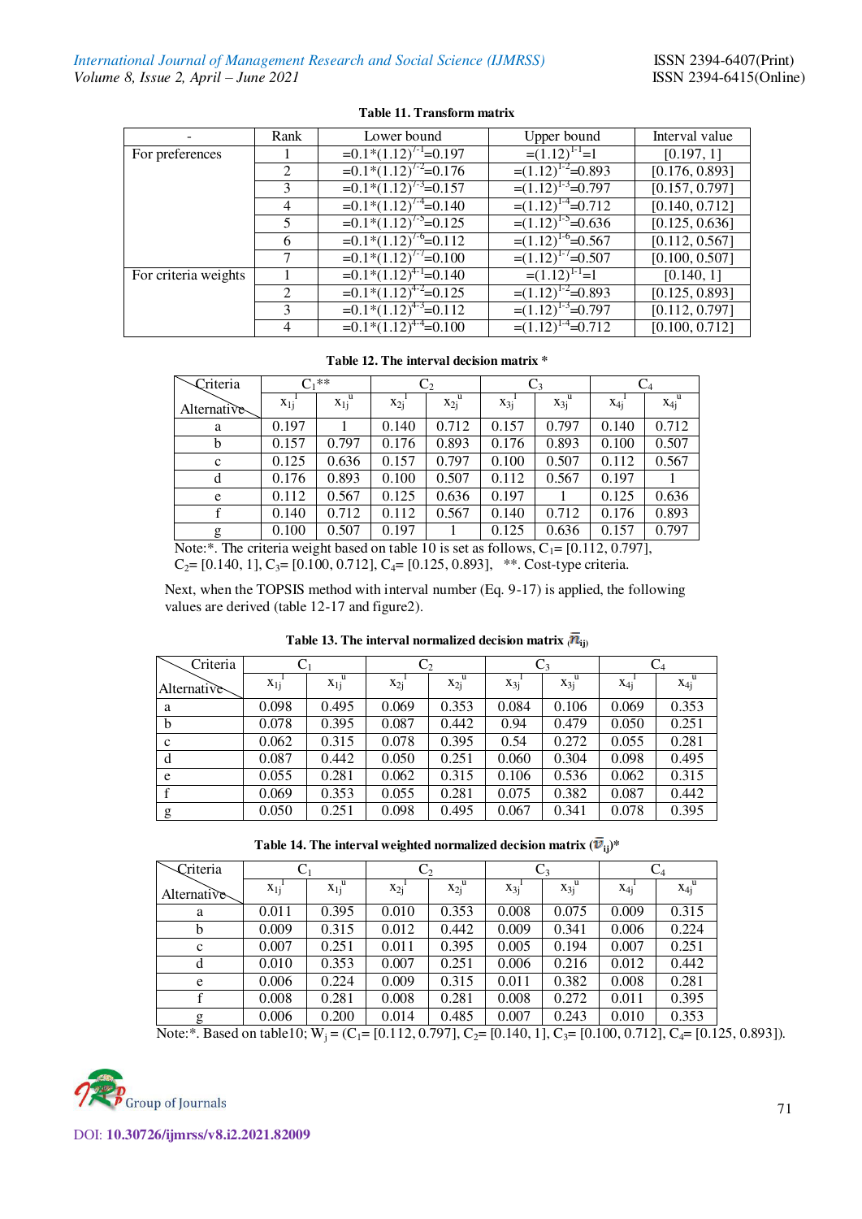**Table 11. Transform matrix**

| - | Rank | Lower bound | Upper bound | Interval value |
|---|---|---|---|---|
| For preferences | 1 | $=0.1*(1.12)^{7-1}=0.197$ | $=(1.12)^{1-1}=1$ | [0.197, 1] |
| | 2 | $=0.1*(1.12)^{7-2}=0.176$ | $=(1.12)^{1-2}=0.893$ | [0.176, 0.893] |
| | 3 | $=0.1*(1.12)^{7-3}=0.157$ | $=(1.12)^{1-3}=0.797$ | [0.157, 0.797] |
| | 4 | $=0.1*(1.12)^{7-4}=0.140$ | $=(1.12)^{1-4}=0.712$ | [0.140, 0.712] |
| | 5 | $=0.1*(1.12)^{7-5}=0.125$ | $=(1.12)^{1-5}=0.636$ | [0.125, 0.636] |
| | 6 | $=0.1*(1.12)^{7-6}=0.112$ | $=(1.12)^{1-6}=0.567$ | [0.112, 0.567] |
| | 7 | $=0.1*(1.12)^{7-7}=0.100$ | $=(1.12)^{1-7}=0.507$ | [0.100, 0.507] |
| For criteria weights | 1 | $=0.1*(1.12)^{4-1}=0.140$ | $=(1.12)^{1-1}=1$ | [0.140, 1] |
| | 2 | $=0.1*(1.12)^{4-2}=0.125$ | $=(1.12)^{1-2}=0.893$ | [0.125, 0.893] |
| | 3 | $=0.1*(1.12)^{4-3}=0.112$ | $=(1.12)^{1-3}=0.797$ | [0.112, 0.797] |
| | 4 | $=0.1*(1.12)^{4-4}=0.100$ | $=(1.12)^{1-4}=0.712$ | [0.100, 0.712] |

**Table 12. The interval decision matrix ***

| Criteria / Alternative | $C_1$** | | $C_2$ | | $C_3$ | | $C_4$ | |
|---|---|---|---|---|---|---|---|---|
| | $x_{1j}^l$ | $x_{1j}^u$ | $x_{2j}^l$ | $x_{2j}^u$ | $x_{3j}^l$ | $x_{3j}^u$ | $x_{4j}^l$ | $x_{4j}^u$ |
| a | 0.197 | 1 | 0.140 | 0.712 | 0.157 | 0.797 | 0.140 | 0.712 |
| b | 0.157 | 0.797 | 0.176 | 0.893 | 0.176 | 0.893 | 0.100 | 0.507 |
| c | 0.125 | 0.636 | 0.157 | 0.797 | 0.100 | 0.507 | 0.112 | 0.567 |
| d | 0.176 | 0.893 | 0.100 | 0.507 | 0.112 | 0.567 | 0.197 | 1 |
| e | 0.112 | 0.567 | 0.125 | 0.636 | 0.197 | 1 | 0.125 | 0.636 |
| f | 0.140 | 0.712 | 0.112 | 0.567 | 0.140 | 0.712 | 0.176 | 0.893 |
| g | 0.100 | 0.507 | 0.197 | 1 | 0.125 | 0.636 | 0.157 | 0.797 |

Note:*. The criteria weight based on table 10 is set as follows, $C_1$= [0.112, 0.797], $C_2$= [0.140, 1], $C_3$= [0.100, 0.712], $C_4$= [0.125, 0.893], **. Cost-type criteria.

Next, when the TOPSIS method with interval number (Eq. 9-17) is applied, the following values are derived (table 12-17 and figure2).

**Table 13. The interval normalized decision matrix ($\bar{n}_{ij}$)**

| Criteria / Alternative | $C_1$ | | $C_2$ | | $C_3$ | | $C_4$ | |
|---|---|---|---|---|---|---|---|---|
| | $x_{1j}^l$ | $x_{1j}^u$ | $x_{2j}^l$ | $x_{2j}^u$ | $x_{3j}^l$ | $x_{3j}^u$ | $x_{4j}^l$ | $x_{4j}^u$ |
| a | 0.098 | 0.495 | 0.069 | 0.353 | 0.084 | 0.106 | 0.069 | 0.353 |
| b | 0.078 | 0.395 | 0.087 | 0.442 | 0.94 | 0.479 | 0.050 | 0.251 |
| c | 0.062 | 0.315 | 0.078 | 0.395 | 0.54 | 0.272 | 0.055 | 0.281 |
| d | 0.087 | 0.442 | 0.050 | 0.251 | 0.060 | 0.304 | 0.098 | 0.495 |
| e | 0.055 | 0.281 | 0.062 | 0.315 | 0.106 | 0.536 | 0.062 | 0.315 |
| f | 0.069 | 0.353 | 0.055 | 0.281 | 0.075 | 0.382 | 0.087 | 0.442 |
| g | 0.050 | 0.251 | 0.098 | 0.495 | 0.067 | 0.341 | 0.078 | 0.395 |

**Table 14. The interval weighted normalized decision matrix ($\bar{v}_{ij}$)***

| Criteria / Alternative | $C_1$ | | $C_2$ | | $C_3$ | | $C_4$ | |
|---|---|---|---|---|---|---|---|---|
| | $x_{1j}^l$ | $x_{1j}^u$ | $x_{2j}^l$ | $x_{2j}^u$ | $x_{3j}^l$ | $x_{3j}^u$ | $x_{4j}^l$ | $x_{4j}^u$ |
| a | 0.011 | 0.395 | 0.010 | 0.353 | 0.008 | 0.075 | 0.009 | 0.315 |
| b | 0.009 | 0.315 | 0.012 | 0.442 | 0.009 | 0.341 | 0.006 | 0.224 |
| c | 0.007 | 0.251 | 0.011 | 0.395 | 0.005 | 0.194 | 0.007 | 0.251 |
| d | 0.010 | 0.353 | 0.007 | 0.251 | 0.006 | 0.216 | 0.012 | 0.442 |
| e | 0.006 | 0.224 | 0.009 | 0.315 | 0.011 | 0.382 | 0.008 | 0.281 |
| f | 0.008 | 0.281 | 0.008 | 0.281 | 0.008 | 0.272 | 0.011 | 0.395 |
| g | 0.006 | 0.200 | 0.014 | 0.485 | 0.007 | 0.243 | 0.010 | 0.353 |

Note:*. Based on table10; $W_j$ = ($C_1$= [0.112, 0.797], $C_2$= [0.140, 1], $C_3$= [0.100, 0.712], $C_4$= [0.125, 0.893]).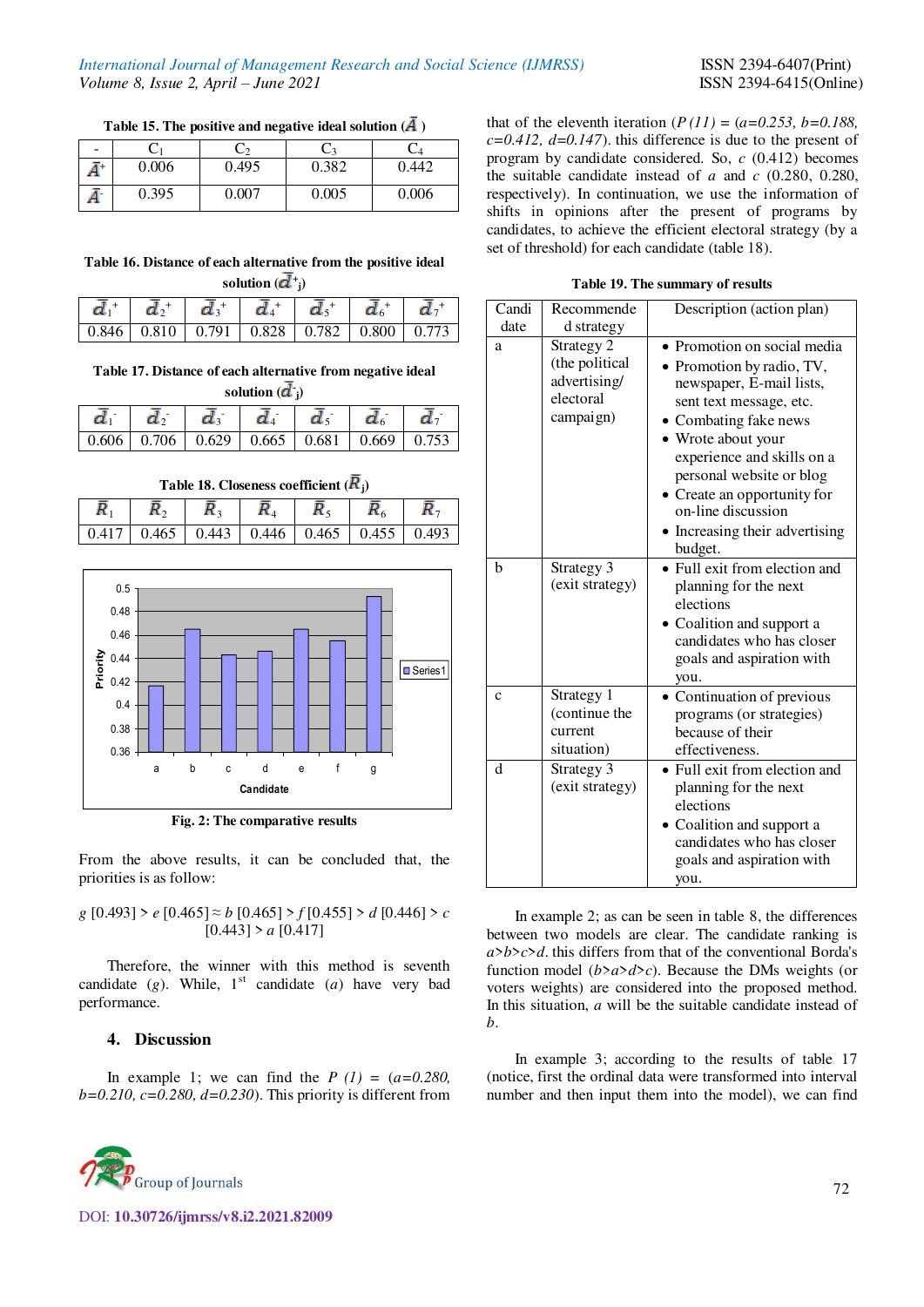**Table 15. The positive and negative ideal solution ($\tilde{A}$)**

| - | $C_1$ | $C_2$ | $C_3$ | $C_4$ |
|---|---|---|---|---|
| $\tilde{A}^+$ | 0.006 | 0.495 | 0.382 | 0.442 |
| $\tilde{A}^-$ | 0.395 | 0.007 | 0.005 | 0.006 |

**Table 16. Distance of each alternative from the positive ideal solution ($\tilde{d}^+_j$)**

| $\tilde{d}_1^+$ | $\tilde{d}_2^+$ | $\tilde{d}_3^+$ | $\tilde{d}_4^+$ | $\tilde{d}_5^+$ | $\tilde{d}_6^+$ | $\tilde{d}_7^+$ |
|---|---|---|---|---|---|---|
| 0.846 | 0.810 | 0.791 | 0.828 | 0.782 | 0.800 | 0.773 |

**Table 17. Distance of each alternative from negative ideal solution ($\tilde{d}^-_j$)**

| $\tilde{d}_1^-$ | $\tilde{d}_2^-$ | $\tilde{d}_3^-$ | $\tilde{d}_4^-$ | $\tilde{d}_5^-$ | $\tilde{d}_6^-$ | $\tilde{d}_7^-$ |
|---|---|---|---|---|---|---|
| 0.606 | 0.706 | 0.629 | 0.665 | 0.681 | 0.669 | 0.753 |

**Table 18. Closeness coefficient ($\tilde{R}_j$)**

| $\tilde{R}_1$ | $\tilde{R}_2$ | $\tilde{R}_3$ | $\tilde{R}_4$ | $\tilde{R}_5$ | $\tilde{R}_6$ | $\tilde{R}_7$ |
|---|---|---|---|---|---|---|
| 0.417 | 0.465 | 0.443 | 0.446 | 0.465 | 0.455 | 0.493 |

**Fig. 2: The comparative results**

From the above results, it can be concluded that, the priorities is as follow:

$g$ [0.493] > $e$ [0.465] ≈ $b$ [0.465] > $f$ [0.455] > $d$ [0.446] > $c$ [0.443] > $a$ [0.417]

Therefore, the winner with this method is seventh candidate ($g$). While, 1st candidate ($a$) have very bad performance.

## 4. Discussion

In example 1; we can find the *P (1) = (a=0.280, b=0.210, c=0.280, d=0.230)*. This priority is different from that of the eleventh iteration (*P (11) = (a=0.253, b=0.188, c=0.412, d=0.147)*. this difference is due to the present of program by candidate considered. So, $c$ (0.412) becomes the suitable candidate instead of $a$ and $c$ (0.280, 0.280, respectively). In continuation, we use the information of shifts in opinions after the present of programs by candidates, to achieve the efficient electoral strategy (by a set of threshold) for each candidate (table 18).

**Table 19. The summary of results**

| Candidate | Recommended strategy | Description (action plan) |
|---|---|---|
| a | Strategy 2 (the political advertising/ electoral campaign) | • Promotion on social media<br>• Promotion by radio, TV, newspaper, E-mail lists, sent text message, etc.<br>• Combating fake news<br>• Wrote about your experience and skills on a personal website or blog<br>• Create an opportunity for on-line discussion<br>• Increasing their advertising budget. |
| b | Strategy 3 (exit strategy) | • Full exit from election and planning for the next elections<br>• Coalition and support a candidates who has closer goals and aspiration with you. |
| c | Strategy 1 (continue the current situation) | • Continuation of previous programs (or strategies) because of their effectiveness. |
| d | Strategy 3 (exit strategy) | • Full exit from election and planning for the next elections<br>• Coalition and support a candidates who has closer goals and aspiration with you. |

In example 2; as can be seen in table 8, the differences between two models are clear. The candidate ranking is $a$>$b$>$c$>$d$. this differs from that of the conventional Borda's function model ($b$>$a$>$d$>$c$). Because the DMs weights (or voters weights) are considered into the proposed method. In this situation, $a$ will be the suitable candidate instead of $b$.

In example 3; according to the results of table 17 (notice, first the ordinal data were transformed into interval number and then input them into the model), we can find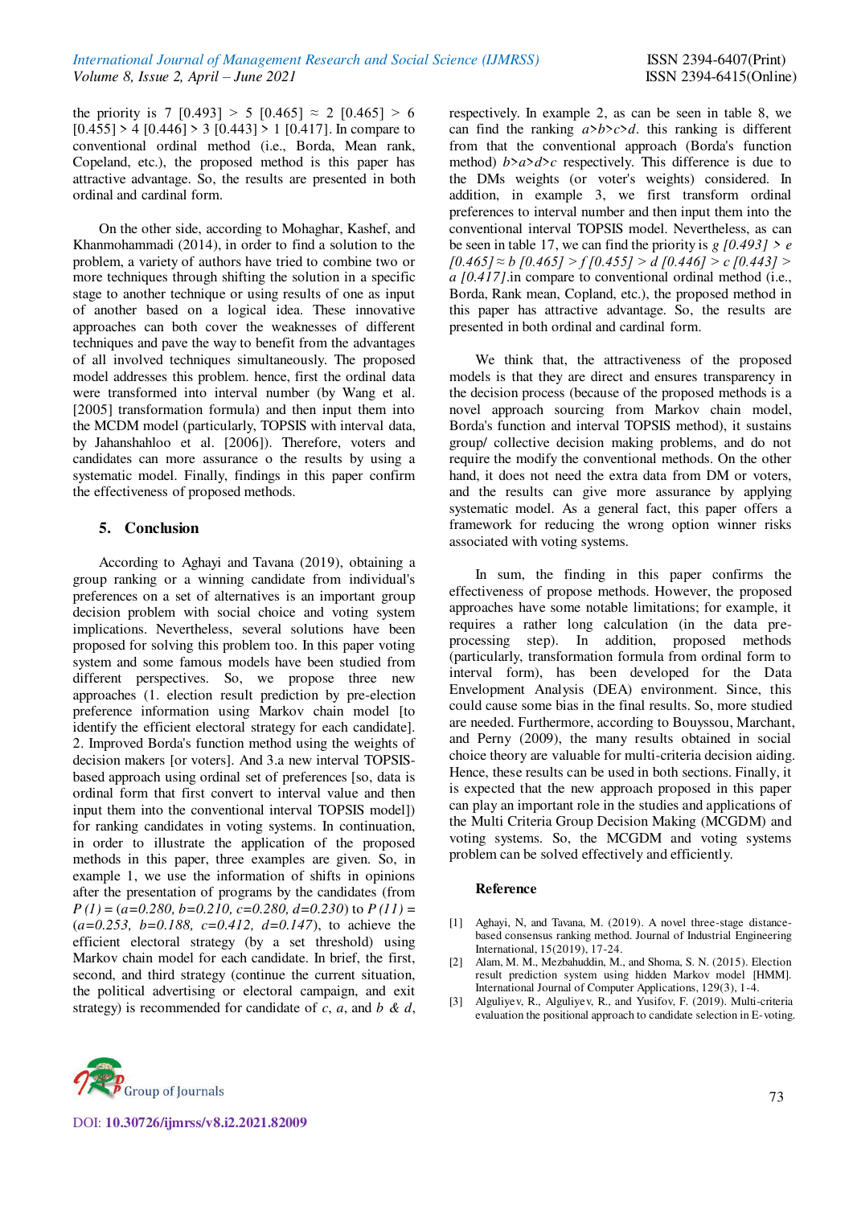the priority is 7 [0.493] > 5 [0.465] ≈ 2 [0.465] > 6 [0.455] > 4 [0.446] > 3 [0.443] > 1 [0.417]. In compare to conventional ordinal method (i.e., Borda, Mean rank, Copeland, etc.), the proposed method is this paper has attractive advantage. So, the results are presented in both ordinal and cardinal form.

On the other side, according to Mohaghar, Kashef, and Khanmohammadi (2014), in order to find a solution to the problem, a variety of authors have tried to combine two or more techniques through shifting the solution in a specific stage to another technique or using results of one as input of another based on a logical idea. These innovative approaches can both cover the weaknesses of different techniques and pave the way to benefit from the advantages of all involved techniques simultaneously. The proposed model addresses this problem. hence, first the ordinal data were transformed into interval number (by Wang et al. [2005] transformation formula) and then input them into the MCDM model (particularly, TOPSIS with interval data, by Jahanshahloo et al. [2006]). Therefore, voters and candidates can more assurance o the results by using a systematic model. Finally, findings in this paper confirm the effectiveness of proposed methods.

## 5. Conclusion

According to Aghayi and Tavana (2019), obtaining a group ranking or a winning candidate from individual's preferences on a set of alternatives is an important group decision problem with social choice and voting system implications. Nevertheless, several solutions have been proposed for solving this problem too. In this paper voting system and some famous models have been studied from different perspectives. So, we propose three new approaches (1. election result prediction by pre-election preference information using Markov chain model [to identify the efficient electoral strategy for each candidate]. 2. Improved Borda's function method using the weights of decision makers [or voters]. And 3.a new interval TOPSIS-based approach using ordinal set of preferences [so, data is ordinal form that first convert to interval value and then input them into the conventional interval TOPSIS model]) for ranking candidates in voting systems. In continuation, in order to illustrate the application of the proposed methods in this paper, three examples are given. So, in example 1, we use the information of shifts in opinions after the presentation of programs by the candidates (from $P(1) = (a=0.280, b=0.210, c=0.280, d=0.230)$ to $P(11) = (a=0.253, b=0.188, c=0.412, d=0.147)$), to achieve the efficient electoral strategy (by a set threshold) using Markov chain model for each candidate. In brief, the first, second, and third strategy (continue the current situation, the political advertising or electoral campaign, and exit strategy) is recommended for candidate of $c$, $a$, and $b$ & $d$, respectively. In example 2, as can be seen in table 8, we can find the ranking $a>b>c>d$. this ranking is different from that the conventional approach (Borda's function method) $b>a>d>c$ respectively. This difference is due to the DMs weights (or voter's weights) considered. In addition, in example 3, we first transform ordinal preferences to interval number and then input them into the conventional interval TOPSIS model. Nevertheless, as can be seen in table 17, we can find the priority is $g$ [0.493] > $e$ [0.465] ≈ $b$ [0.465] > $f$ [0.455] > $d$ [0.446] > $c$ [0.443] > $a$ [0.417].in compare to conventional ordinal method (i.e., Borda, Rank mean, Copland, etc.), the proposed method in this paper has attractive advantage. So, the results are presented in both ordinal and cardinal form.

We think that, the attractiveness of the proposed models is that they are direct and ensures transparency in the decision process (because of the proposed methods is a novel approach sourcing from Markov chain model, Borda's function and interval TOPSIS method), it sustains group/ collective decision making problems, and do not require the modify the conventional methods. On the other hand, it does not need the extra data from DM or voters, and the results can give more assurance by applying systematic model. As a general fact, this paper offers a framework for reducing the wrong option winner risks associated with voting systems.

In sum, the finding in this paper confirms the effectiveness of propose methods. However, the proposed approaches have some notable limitations; for example, it requires a rather long calculation (in the data pre-processing step). In addition, proposed methods (particularly, transformation formula from ordinal form to interval form), has been developed for the Data Envelopment Analysis (DEA) environment. Since, this could cause some bias in the final results. So, more studied are needed. Furthermore, according to Bouyssou, Marchant, and Perny (2009), the many results obtained in social choice theory are valuable for multi-criteria decision aiding. Hence, these results can be used in both sections. Finally, it is expected that the new approach proposed in this paper can play an important role in the studies and applications of the Multi Criteria Group Decision Making (MCGDM) and voting systems. So, the MCGDM and voting systems problem can be solved effectively and efficiently.

### Reference

[1] Aghayi, N, and Tavana, M. (2019). A novel three-stage distance-based consensus ranking method. Journal of Industrial Engineering International, 15(2019), 17-24.

[2] Alam, M. M., Mezbahuddin, M., and Shoma, S. N. (2015). Election result prediction system using hidden Markov model [HMM]. International Journal of Computer Applications, 129(3), 1-4.

[3] Alguliyev, R., Alguliyev, R., and Yusifov, F. (2019). Multi-criteria evaluation the positional approach to candidate selection in E-voting.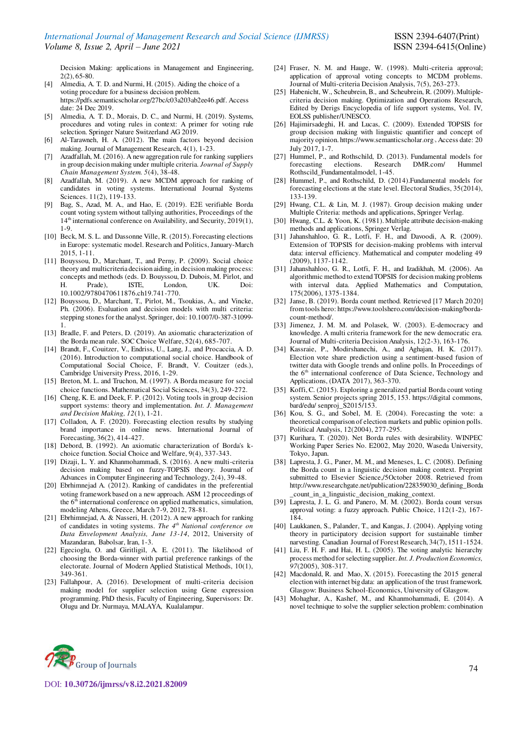Decision Making: applications in Management and Engineering, 2(2), 65-80.

[4] Almedia, A. T. D. and Nurmi, H. (2015). Aiding the choice of a voting procedure for a business decision problem. https://pdfs.semanticscholar.org/27bc/c03a203ab2ee46.pdf. Access date: 24 Dec 2019.

[5] Almedia, A. T. D., Morais, D. C., and Nurmi, H. (2019). Systems, procedures and voting rules in context: A primer for voting rule selection. Springer Nature Switzerland AG 2019.

[6] Al-Tarawneh, H. A. (2012). The main factors beyond decision making. Journal of Management Research, 4(1), 1-23.

[7] Azadfallah, M. (2016). A new aggregation rule for ranking suppliers in group decision making under multiple criteria. *Journal of Supply Chain Management System. 5*(4), 38-48.

[8] Azadfallah, M. (2019). A new MCDM approach for ranking of candidates in voting systems. International Journal Systems Sciences. 11(2), 119-133.

[9] Bag, S., Azad, M. A., and Hao, E. (2019). E2E verifiable Borda count voting system without tallying authorities, Proceedings of the 14th international conference on Availability, and Security, 2019(1), 1-9.

[10] Beck, M. S. L. and Dassonne Ville, R. (2015). Forecasting elections in Europe: systematic model. Research and Politics, January-March 2015, 1-11.

[11] Bouyssou, D., Marchant, T., and Perny, P. (2009). Social choice theory and multicriteria decision aiding, in decision making process: concepts and methods (eds. D. Bouyssou, D. Dubois, M. Pirlot, and H. Prade), ISTE, London, UK. Doi: 10.1002/9780470611876.ch19.741-770.

[12] Bouyssou, D., Marchant, T., Pirlot, M., Tsoukias, A., and Vincke, Ph. (2006). Evaluation and decision models with multi criteria: stepping stones for the analyst. Springer, doi: 10.1007/0-387-31099-1.

[13] Bradle, F. and Peters, D. (2019). An axiomatic characterization of the Borda mean rule. SOC Choice Welfare, 52(4), 685-707.

[14] Brandt, F., Couitzer, V., Endriss, U., Lang, J., and Procaccia, A. D. (2016). Introduction to computational social choice. Handbook of Computational Social Choice, F. Brandt, V. Couitzer (eds.), Cambridge University Press, 2016, 1-29.

[15] Breton, M. L. and Truchon, M. (1997). A Borda measure for social choice functions. Mathematical Social Sciences, 34(3), 249-272.

[16] Cheng, K. E. and Deek, F. P. (2012). Voting tools in group decision support systems: theory and implementation. *Int. J. Management and Decision Making, 12*(1), 1-21.

[17] Colladon, A. F. (2020). Forecasting election results by studying brand importance in online news. International Journal of Forecasting, 36(2), 414-427.

[18] Debord, B. (1992). An axiomatic characterization of Borda's k-choice function. Social Choice and Welfare, 9(4), 337-343.

[19] Dizaji, L. Y. and Khanmohammadi, S. (2016). A new multi-criteria decision making based on fuzzy-TOPSIS theory. Journal of Advances in Computer Engineering and Technology, 2(4), 39-48.

[20] Ebrhimnejad A. (2012). Ranking of candidates in the preferential voting framework based on a new approach. ASM 12 proceedings of the 6th international conference on applied mathematics, simulation, modeling Athens, Greece, March 7-9, 2012, 78-81.

[21] Ebrhimnejad, A. & Nasseri, H. (2012). A new approach for ranking of candidates in voting systems. *The 4th National conference on Data Envelopment Analysis, June 13-14*, 2012, University of Mazandaran, Babolsar, Iran, 1-3.

[22] Egecioglu, O. and Giritligil, A. E. (2011). The likelihood of choosing the Borda-winner with partial preference rankings of the electorate. Journal of Modern Applied Statistical Methods, 10(1), 349-361.

[23] Fallahpour, A. (2016). Development of multi-criteria decision making model for supplier selection using Gene expression programming. PhD thesis, Faculty of Engineering, Supervisors: Dr. Olugu and Dr. Nurmaya, MALAYA, Kualalampur.

[24] Fraser, N. M. and Hauge, W. (1998). Multi-criteria approval; application of approval voting concepts to MCDM problems. Journal of Multi-criteria Decision Analysis, 7(5), 263-273.

[25] Habenicht, W., Scheubrein, B., and Scheubrein, R. (2009). Multiple-criteria decision making. Optimization and Operations Research, Edited by Derigs Encyclopedia of life support systems, Vol. IV, EOLSS publisher/UNESCO.

[26] Hajimirsadeghi, H. and Lucas, C. (2009). Extended TOPSIS for group decision making with linguistic quantifier and concept of majority opinion. https://www.semanticscholar.org、Access date: 20 July 2017, 1-7.

[27] Hummel, P., and Rothschild, D. (2013). Fundamental models for forecasting elections. Research DMR.com/ Hummel Rothscild_Fundamentalmodel, 1-45.

[28] Hummel, P., and Rothschild, D. (2014).Fundamental models for forecasting elections at the state level. Electoral Studies, 35(2014), 133-139.

[29] Hwang, C.L. & Lin, M. J. (1987). Group decision making under Multiple Criteria: methods and applications, Springer Verlag.

[30] Hwang, C.L. & Yoon, K. (1981). Multiple attribute decision-making methods and applications, Springer Verlag.

[31] Jahanshahloo, G. R., Lotfi, F. H., and Davoodi, A. R. (2009). Extension of TOPSIS for decision-making problems with interval data: interval efficiency. Mathematical and computer modeling 49 (2009), 1137-1142.

[31] Jahanshahloo, G. R., Lotfi, F. H., and Izadikhah, M. (2006). An algorithmic method to extend TOPSIS for decision making problems with interval data. Applied Mathematics and Computation, 175(2006), 1375-1384.

[32] Janse, B. (2019). Borda count method. Retrieved [17 March 2020] from tools hero: https://www.toolshero.com/decision-making/borda-count-method/.

[33] Jimenez, J. M. M. and Polasek, W. (2003). E-democracy and knowledge. A multi criteria framework for the new democratic era. Journal of Multi-criteria Decision Analysis, 12(2-3), 163-176.

[34] Kassraie, P., Modirshanechi, A., and Aghajan, H. K. (2017). Election vote share prediction using a sentiment-based fusion of twitter data with Google trends and online polls. In Proceedings of the 6th international conference of Data Science, Technology and Applications, (DATA 2017), 363-370.

[35] Koffi, C. (2015). Exploring a generalized partial Borda count voting system. Senior projects spring 2015, 153. https://digital commons, bard/edu/ senproj_S2015/153.

[36] Kou, S. G., and Sobel, M. E. (2004). Forecasting the vote: a theoretical comparison of election markets and public opinion polls. Political Analysis, 12(2004), 277-295.

[37] Kurihara, T. (2020). Net Borda rules with desirability. WINPEC Working Paper Series No. E2002, May 2020, Waseda University, Tokyo, Japan.

[38] Lapresta, J. G., Paner, M. M., and Meneses, L. C. (2008). Defining the Borda count in a linguistic decision making context. Preprint submitted to Elsevier Science,/5October 2008. Retrieved from http://www.researchgate.net/publication/228359030_defining_Borda_count_in_a_linguistic_decision_making_context.

[39] Lapresta, J. L. G. and Panero, M. M. (2002). Borda count versus approval voting: a fuzzy approach. Public Choice, 112(1-2), 167-184.

[40] Laukkanen, S., Palander, T., and Kangas, J. (2004). Applying voting theory in participatory decision support for sustainable timber narvesting. Canadian Journal of Forest Research, 34(7), 1511-1524.

[41] Liu, F. H. F. and Hai, H. L. (2005). The voting analytic hierarchy process method for selecting supplier. *Int. J. Production Economics, 97*(2005), 308-317.

[42] Macdonald, R. and Mao, X. (2015). Forecasting the 2015 general election with internet big data: an application of the trust framework. Glasgow: Business School-Economics, University of Glasgow.

[43] Mohaghar, A., Kashef, M., and Khanmohammadi, E. (2014). A novel technique to solve the supplier selection problem: combination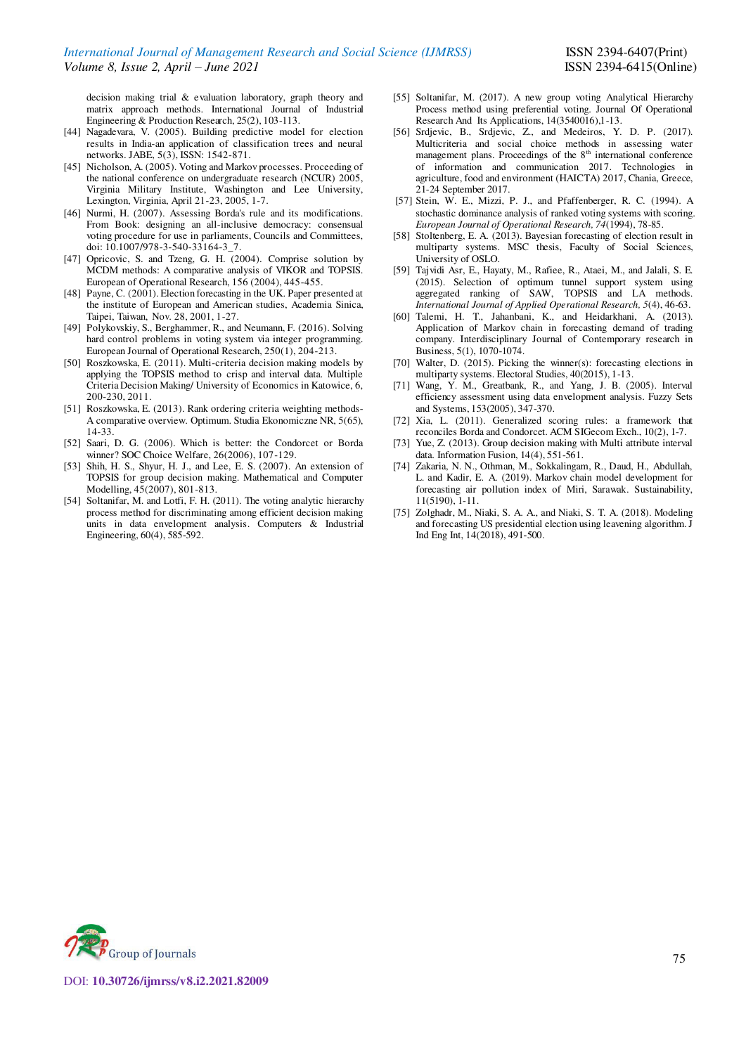decision making trial & evaluation laboratory, graph theory and matrix approach methods. International Journal of Industrial Engineering & Production Research, 25(2), 103-113.

[44] Nagadevara, V. (2005). Building predictive model for election results in India-an application of classification trees and neural networks. JABE, 5(3), ISSN: 1542-871.

[45] Nicholson, A. (2005). Voting and Markov processes. Proceeding of the national conference on undergraduate research (NCUR) 2005, Virginia Military Institute, Washington and Lee University, Lexington, Virginia, April 21-23, 2005, 1-7.

[46] Nurmi, H. (2007). Assessing Borda's rule and its modifications. From Book: designing an all-inclusive democracy: consensual voting procedure for use in parliaments, Councils and Committees, doi: 10.1007/978-3-540-33164-3_7.

[47] Opricovic, S. and Tzeng, G. H. (2004). Comprise solution by MCDM methods: A comparative analysis of VIKOR and TOPSIS. European of Operational Research, 156 (2004), 445-455.

[48] Payne, C. (2001). Election forecasting in the UK. Paper presented at the institute of European and American studies, Academia Sinica, Taipei, Taiwan, Nov. 28, 2001, 1-27.

[49] Polykovskiy, S., Berghammer, R., and Neumann, F. (2016). Solving hard control problems in voting system via integer programming. European Journal of Operational Research, 250(1), 204-213.

[50] Roszkowska, E. (2011). Multi-criteria decision making models by applying the TOPSIS method to crisp and interval data. Multiple Criteria Decision Making/ University of Economics in Katowice, 6, 200-230, 2011.

[51] Roszkowska, E. (2013). Rank ordering criteria weighting methods-A comparative overview. Optimum. Studia Ekonomiczne NR, 5(65), 14-33.

[52] Saari, D. G. (2006). Which is better: the Condorcet or Borda winner? SOC Choice Welfare, 26(2006), 107-129.

[53] Shih, H. S., Shyur, H. J., and Lee, E. S. (2007). An extension of TOPSIS for group decision making. Mathematical and Computer Modelling, 45(2007), 801-813.

[54] Soltanifar, M. and Lotfi, F. H. (2011). The voting analytic hierarchy process method for discriminating among efficient decision making units in data envelopment analysis. Computers & Industrial Engineering, 60(4), 585-592.

[55] Soltanifar, M. (2017). A new group voting Analytical Hierarchy Process method using preferential voting. Journal Of Operational Research And Its Applications, 14(3540016),1-13.

[56] Srdjevic, B., Srdjevic, Z., and Medeiros, Y. D. P. (2017). Multicriteria and social choice methods in assessing water management plans. Proceedings of the 8th international conference of information and communication 2017. Technologies in agriculture, food and environment (HAICTA) 2017, Chania, Greece, 21-24 September 2017.

[57] Stein, W. E., Mizzi, P. J., and Pfaffenberger, R. C. (1994). A stochastic dominance analysis of ranked voting systems with scoring. *European Journal of Operational Research, 74*(1994), 78-85.

[58] Stoltenberg, E. A. (2013). Bayesian forecasting of election result in multiparty systems. MSC thesis, Faculty of Social Sciences, University of OSLO.

[59] Tajvidi Asr, E., Hayaty, M., Rafiee, R., Ataei, M., and Jalali, S. E. (2015). Selection of optimum tunnel support system using aggregated ranking of SAW, TOPSIS and LA methods. *International Journal of Applied Operational Research, 5*(4), 46-63.

[60] Talemi, H. T., Jahanbani, K., and Heidarkhani, A. (2013). Application of Markov chain in forecasting demand of trading company. Interdisciplinary Journal of Contemporary research in Business, 5(1), 1070-1074.

[70] Walter, D. (2015). Picking the winner(s): forecasting elections in multiparty systems. Electoral Studies, 40(2015), 1-13.

[71] Wang, Y. M., Greatbank, R., and Yang, J. B. (2005). Interval efficiency assessment using data envelopment analysis. Fuzzy Sets and Systems, 153(2005), 347-370.

[72] Xia, L. (2011). Generalized scoring rules: a framework that reconciles Borda and Condorcet. ACM SIGecom Exch., 10(2), 1-7.

[73] Yue, Z. (2013). Group decision making with Multi attribute interval data. Information Fusion, 14(4), 551-561.

[74] Zakaria, N. N., Othman, M., Sokkalingam, R., Daud, H., Abdullah, L. and Kadir, E. A. (2019). Markov chain model development for forecasting air pollution index of Miri, Sarawak. Sustainability, 11(5190), 1-11.

[75] Zolghadr, M., Niaki, S. A. A., and Niaki, S. T. A. (2018). Modeling and forecasting US presidential election using leavening algorithm. J Ind Eng Int, 14(2018), 491-500.